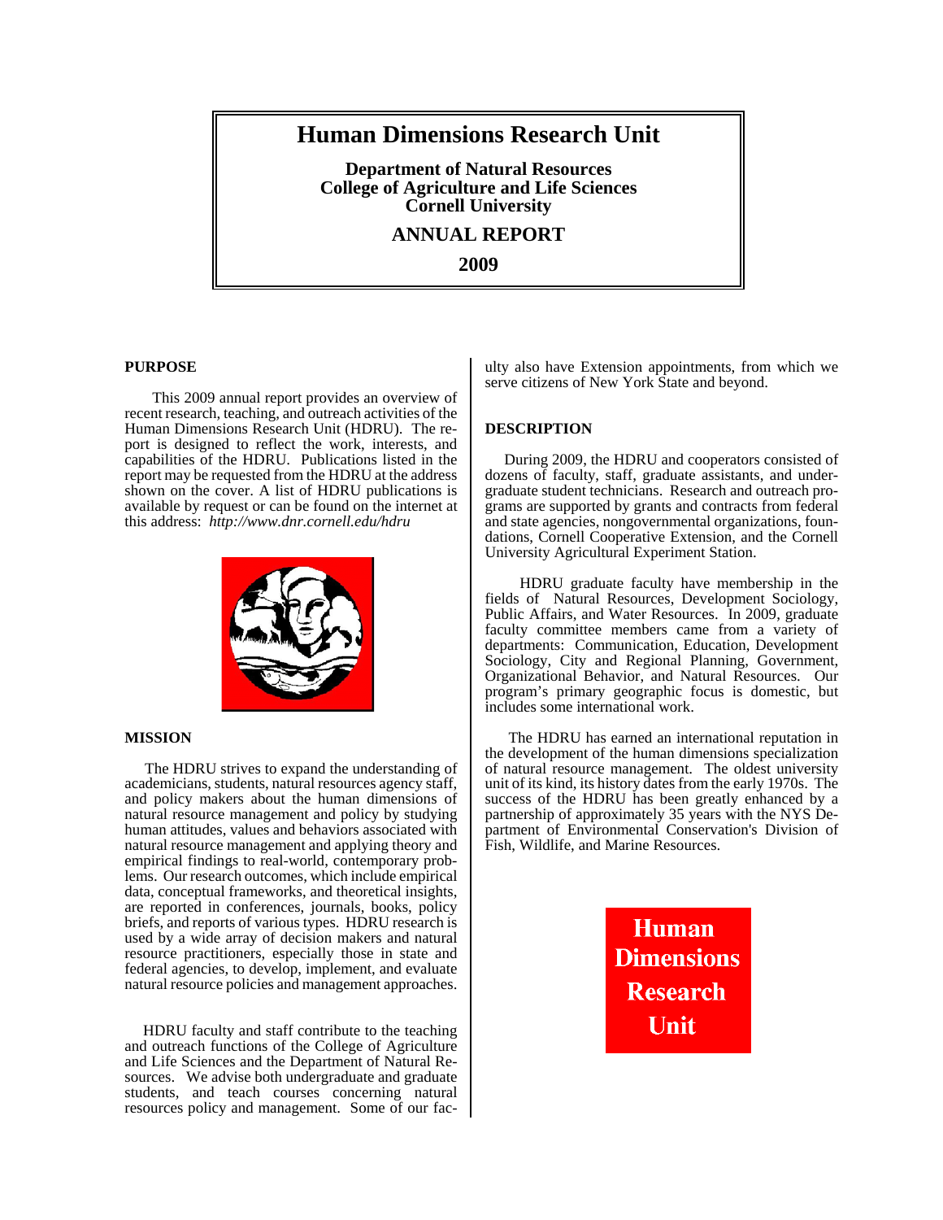# Human Dimensions Research Unit

**Department of Natural Resources**
**College of Agriculture and Life Sciences**
**Cornell University**

**ANNUAL REPORT**

**2009**

## PURPOSE

This 2009 annual report provides an overview of recent research, teaching, and outreach activities of the Human Dimensions Research Unit (HDRU). The report is designed to reflect the work, interests, and capabilities of the HDRU. Publications listed in the report may be requested from the HDRU at the address shown on the cover. A list of HDRU publications is available by request or can be found on the internet at this address: *http://www.dnr.cornell.edu/hdru*

## MISSION

The HDRU strives to expand the understanding of academicians, students, natural resources agency staff, and policy makers about the human dimensions of natural resource management and policy by studying human attitudes, values and behaviors associated with natural resource management and applying theory and empirical findings to real-world, contemporary problems. Our research outcomes, which include empirical data, conceptual frameworks, and theoretical insights, are reported in conferences, journals, books, policy briefs, and reports of various types. HDRU research is used by a wide array of decision makers and natural resource practitioners, especially those in state and federal agencies, to develop, implement, and evaluate natural resource policies and management approaches.

HDRU faculty and staff contribute to the teaching and outreach functions of the College of Agriculture and Life Sciences and the Department of Natural Resources. We advise both undergraduate and graduate students, and teach courses concerning natural resources policy and management. Some of our faculty also have Extension appointments, from which we serve citizens of New York State and beyond.

## DESCRIPTION

During 2009, the HDRU and cooperators consisted of dozens of faculty, staff, graduate assistants, and undergraduate student technicians. Research and outreach programs are supported by grants and contracts from federal and state agencies, nongovernmental organizations, foundations, Cornell Cooperative Extension, and the Cornell University Agricultural Experiment Station.

HDRU graduate faculty have membership in the fields of Natural Resources, Development Sociology, Public Affairs, and Water Resources. In 2009, graduate faculty committee members came from a variety of departments: Communication, Education, Development Sociology, City and Regional Planning, Government, Organizational Behavior, and Natural Resources. Our program's primary geographic focus is domestic, but includes some international work.

The HDRU has earned an international reputation in the development of the human dimensions specialization of natural resource management. The oldest university unit of its kind, its history dates from the early 1970s. The success of the HDRU has been greatly enhanced by a partnership of approximately 35 years with the NYS Department of Environmental Conservation's Division of Fish, Wildlife, and Marine Resources.

**Human Dimensions Research Unit**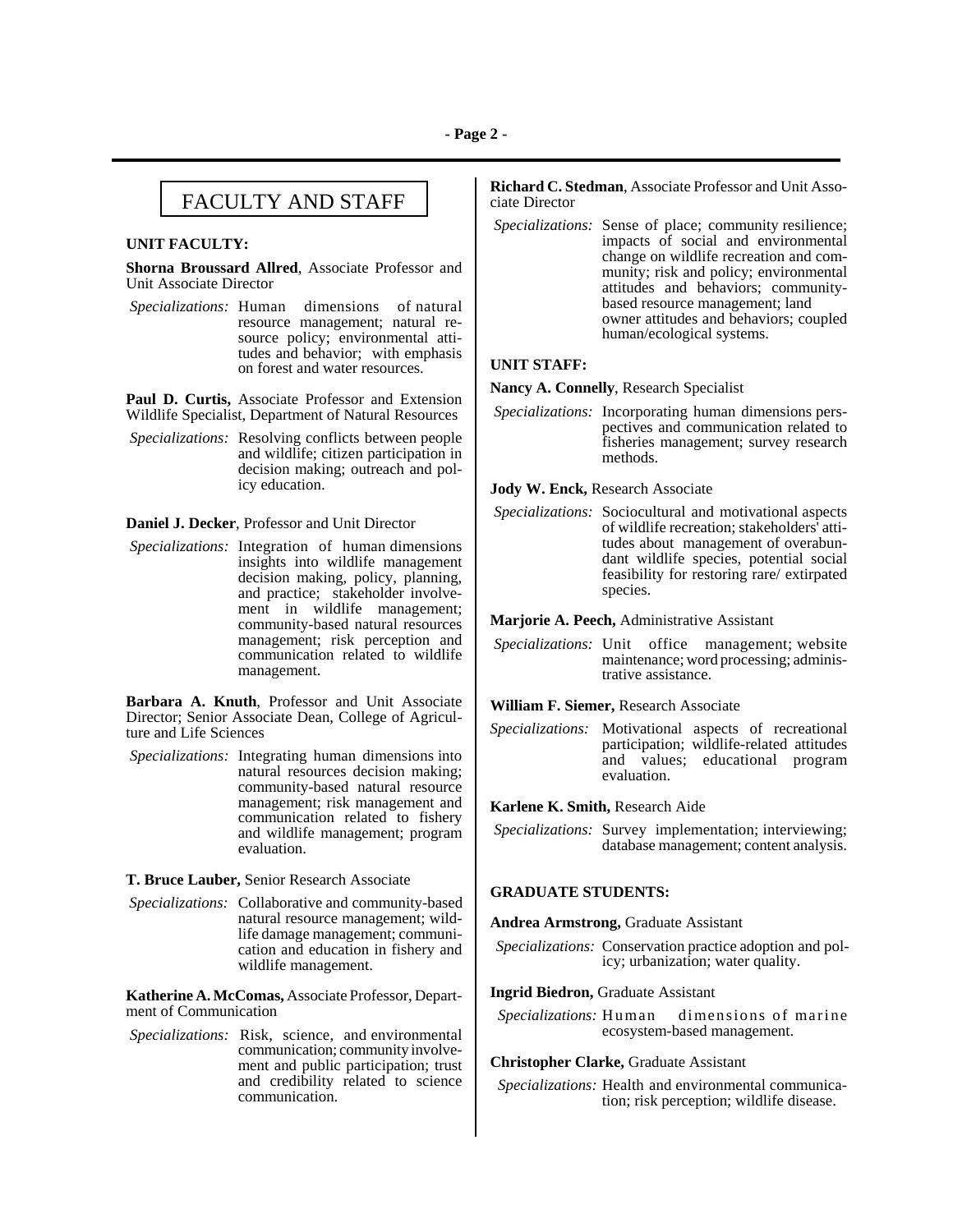# FACULTY AND STAFF

## UNIT FACULTY:

**Shorna Broussard Allred**, Associate Professor and Unit Associate Director

*Specializations:* Human dimensions of natural resource management; natural resource policy; environmental attitudes and behavior; with emphasis on forest and water resources.

**Paul D. Curtis,** Associate Professor and Extension Wildlife Specialist, Department of Natural Resources

*Specializations:* Resolving conflicts between people and wildlife; citizen participation in decision making; outreach and policy education.

**Daniel J. Decker**, Professor and Unit Director

*Specializations:* Integration of human dimensions insights into wildlife management decision making, policy, planning, and practice; stakeholder involvement in wildlife management; community-based natural resources management; risk perception and communication related to wildlife management.

**Barbara A. Knuth**, Professor and Unit Associate Director; Senior Associate Dean, College of Agriculture and Life Sciences

*Specializations:* Integrating human dimensions into natural resources decision making; community-based natural resource management; risk management and communication related to fishery and wildlife management; program evaluation.

**T. Bruce Lauber,** Senior Research Associate

*Specializations:* Collaborative and community-based natural resource management; wildlife damage management; communication and education in fishery and wildlife management.

**Katherine A. McComas,** Associate Professor, Department of Communication

*Specializations:* Risk, science, and environmental communication; community involvement and public participation; trust and credibility related to science communication.

**Richard C. Stedman**, Associate Professor and Unit Associate Director

*Specializations:* Sense of place; community resilience; impacts of social and environmental change on wildlife recreation and community; risk and policy; environmental attitudes and behaviors; community-based resource management; land owner attitudes and behaviors; coupled human/ecological systems.

## UNIT STAFF:

**Nancy A. Connelly**, Research Specialist

*Specializations:* Incorporating human dimensions perspectives and communication related to fisheries management; survey research methods.

**Jody W. Enck,** Research Associate

*Specializations:* Sociocultural and motivational aspects of wildlife recreation; stakeholders' attitudes about management of overabundant wildlife species, potential social feasibility for restoring rare/ extirpated species.

**Marjorie A. Peech,** Administrative Assistant

*Specializations:* Unit office management; website maintenance; word processing; administrative assistance.

**William F. Siemer,** Research Associate

*Specializations:* Motivational aspects of recreational participation; wildlife-related attitudes and values; educational program evaluation.

**Karlene K. Smith,** Research Aide

*Specializations:* Survey implementation; interviewing; database management; content analysis.

## GRADUATE STUDENTS:

**Andrea Armstrong,** Graduate Assistant

*Specializations:* Conservation practice adoption and policy; urbanization; water quality.

**Ingrid Biedron,** Graduate Assistant

*Specializations:* Human dimensions of marine ecosystem-based management.

**Christopher Clarke,** Graduate Assistant

*Specializations:* Health and environmental communication; risk perception; wildlife disease.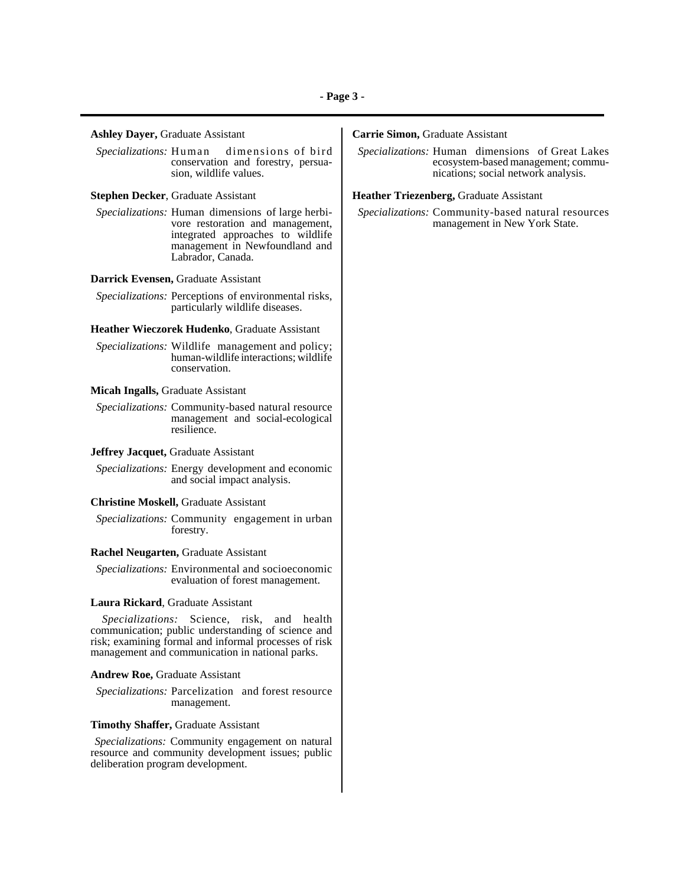**Ashley Dayer,** Graduate Assistant

*Specializations:* Human dimensions of bird conservation and forestry, persuasion, wildlife values.

**Stephen Decker**, Graduate Assistant

*Specializations:* Human dimensions of large herbivore restoration and management, integrated approaches to wildlife management in Newfoundland and Labrador, Canada.

**Darrick Evensen,** Graduate Assistant

*Specializations:* Perceptions of environmental risks, particularly wildlife diseases.

**Heather Wieczorek Hudenko**, Graduate Assistant

*Specializations:* Wildlife management and policy; human-wildlife interactions; wildlife conservation.

**Micah Ingalls,** Graduate Assistant

*Specializations:* Community-based natural resource management and social-ecological resilience.

**Jeffrey Jacquet,** Graduate Assistant

*Specializations:* Energy development and economic and social impact analysis.

**Christine Moskell,** Graduate Assistant

*Specializations:* Community engagement in urban forestry.

**Rachel Neugarten,** Graduate Assistant

*Specializations:* Environmental and socioeconomic evaluation of forest management.

**Laura Rickard**, Graduate Assistant

*Specializations:* Science, risk, and health communication; public understanding of science and risk; examining formal and informal processes of risk management and communication in national parks.

**Andrew Roe,** Graduate Assistant

*Specializations:* Parcelization and forest resource management.

**Timothy Shaffer,** Graduate Assistant

*Specializations:* Community engagement on natural resource and community development issues; public deliberation program development.

**Carrie Simon,** Graduate Assistant

*Specializations:* Human dimensions of Great Lakes ecosystem-based management; communications; social network analysis.

**Heather Triezenberg,** Graduate Assistant

*Specializations:* Community-based natural resources management in New York State.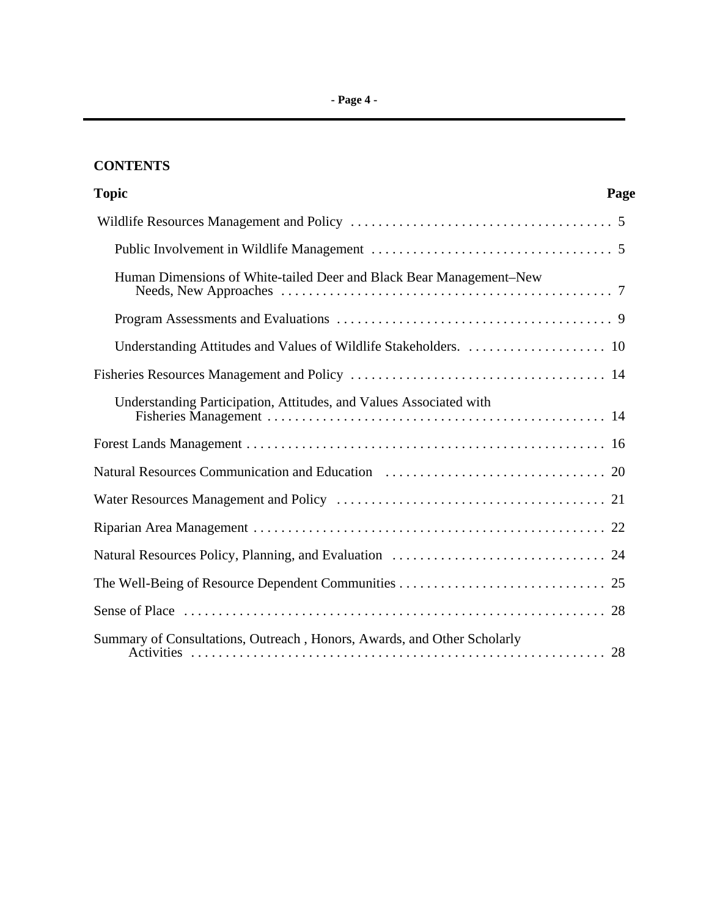## CONTENTS

| Topic | Page |
|---|---|
| Wildlife Resources Management and Policy | 5 |
| Public Involvement in Wildlife Management | 5 |
| Human Dimensions of White-tailed Deer and Black Bear Management–New Needs, New Approaches | 7 |
| Program Assessments and Evaluations | 9 |
| Understanding Attitudes and Values of Wildlife Stakeholders. | 10 |
| Fisheries Resources Management and Policy | 14 |
| Understanding Participation, Attitudes, and Values Associated with Fisheries Management | 14 |
| Forest Lands Management | 16 |
| Natural Resources Communication and Education | 20 |
| Water Resources Management and Policy | 21 |
| Riparian Area Management | 22 |
| Natural Resources Policy, Planning, and Evaluation | 24 |
| The Well-Being of Resource Dependent Communities | 25 |
| Sense of Place | 28 |
| Summary of Consultations, Outreach , Honors, Awards, and Other Scholarly Activities | 28 |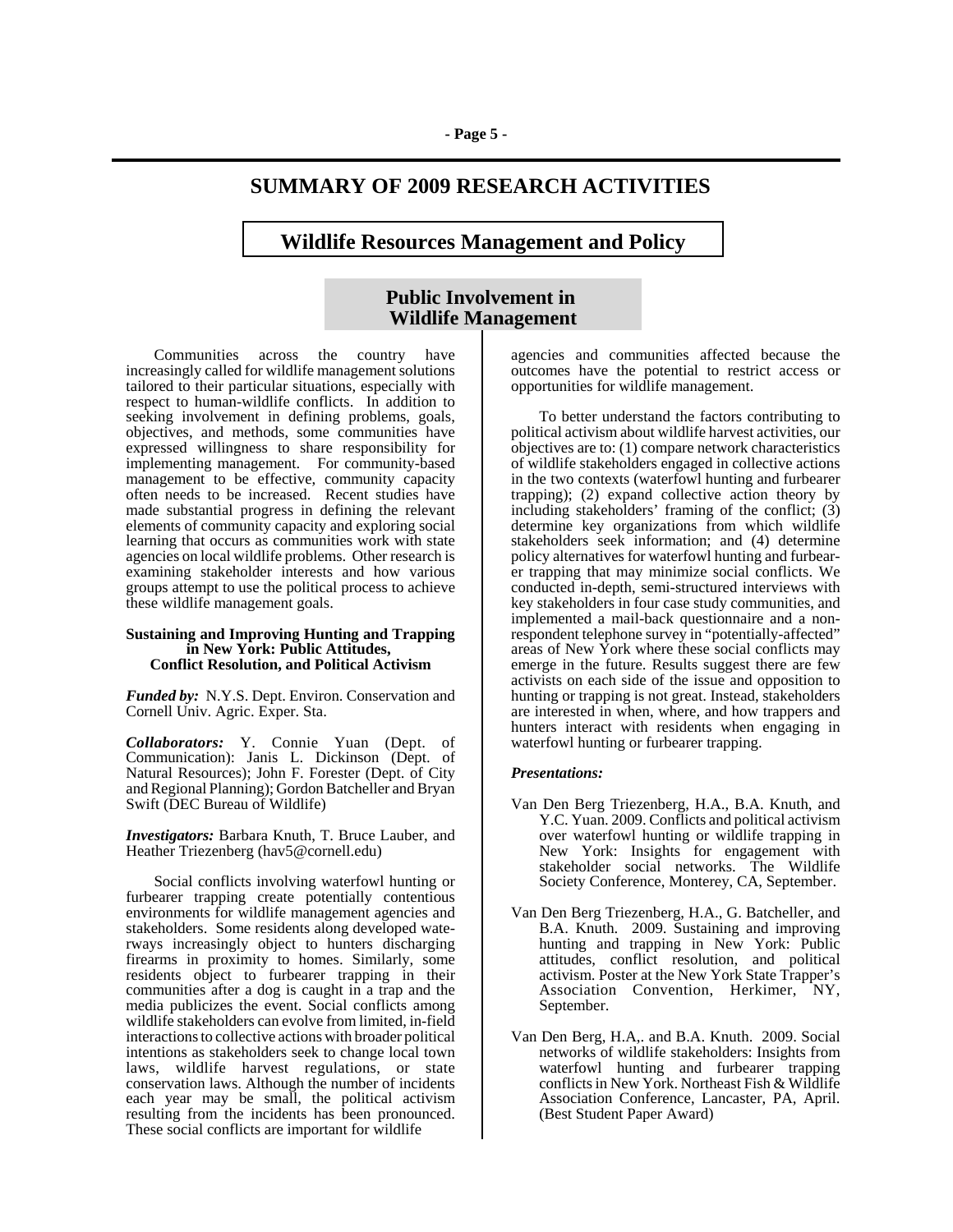# SUMMARY OF 2009 RESEARCH ACTIVITIES

## Wildlife Resources Management and Policy

### Public Involvement in Wildlife Management

Communities across the country have increasingly called for wildlife management solutions tailored to their particular situations, especially with respect to human-wildlife conflicts. In addition to seeking involvement in defining problems, goals, objectives, and methods, some communities have expressed willingness to share responsibility for implementing management. For community-based management to be effective, community capacity often needs to be increased. Recent studies have made substantial progress in defining the relevant elements of community capacity and exploring social learning that occurs as communities work with state agencies on local wildlife problems. Other research is examining stakeholder interests and how various groups attempt to use the political process to achieve these wildlife management goals.

#### Sustaining and Improving Hunting and Trapping in New York: Public Attitudes, Conflict Resolution, and Political Activism

***Funded by:*** N.Y.S. Dept. Environ. Conservation and Cornell Univ. Agric. Exper. Sta.

***Collaborators:*** Y. Connie Yuan (Dept. of Communication): Janis L. Dickinson (Dept. of Natural Resources); John F. Forester (Dept. of City and Regional Planning); Gordon Batcheller and Bryan Swift (DEC Bureau of Wildlife)

***Investigators:*** Barbara Knuth, T. Bruce Lauber, and Heather Triezenberg (hav5@cornell.edu)

Social conflicts involving waterfowl hunting or furbearer trapping create potentially contentious environments for wildlife management agencies and stakeholders. Some residents along developed waterways increasingly object to hunters discharging firearms in proximity to homes. Similarly, some residents object to furbearer trapping in their communities after a dog is caught in a trap and the media publicizes the event. Social conflicts among wildlife stakeholders can evolve from limited, in-field interactions to collective actions with broader political intentions as stakeholders seek to change local town laws, wildlife harvest regulations, or state conservation laws. Although the number of incidents each year may be small, the political activism resulting from the incidents has been pronounced. These social conflicts are important for wildlife agencies and communities affected because the outcomes have the potential to restrict access or opportunities for wildlife management.

To better understand the factors contributing to political activism about wildlife harvest activities, our objectives are to: (1) compare network characteristics of wildlife stakeholders engaged in collective actions in the two contexts (waterfowl hunting and furbearer trapping); (2) expand collective action theory by including stakeholders' framing of the conflict; (3) determine key organizations from which wildlife stakeholders seek information; and (4) determine policy alternatives for waterfowl hunting and furbearer trapping that may minimize social conflicts. We conducted in-depth, semi-structured interviews with key stakeholders in four case study communities, and implemented a mail-back questionnaire and a non-respondent telephone survey in "potentially-affected" areas of New York where these social conflicts may emerge in the future. Results suggest there are few activists on each side of the issue and opposition to hunting or trapping is not great. Instead, stakeholders are interested in when, where, and how trappers and hunters interact with residents when engaging in waterfowl hunting or furbearer trapping.

***Presentations:***

Van Den Berg Triezenberg, H.A., B.A. Knuth, and Y.C. Yuan. 2009. Conflicts and political activism over waterfowl hunting or wildlife trapping in New York: Insights for engagement with stakeholder social networks. The Wildlife Society Conference, Monterey, CA, September.

Van Den Berg Triezenberg, H.A., G. Batcheller, and B.A. Knuth. 2009. Sustaining and improving hunting and trapping in New York: Public attitudes, conflict resolution, and political activism. Poster at the New York State Trapper's Association Convention, Herkimer, NY, September.

Van Den Berg, H.A,. and B.A. Knuth. 2009. Social networks of wildlife stakeholders: Insights from waterfowl hunting and furbearer trapping conflicts in New York. Northeast Fish & Wildlife Association Conference, Lancaster, PA, April. (Best Student Paper Award)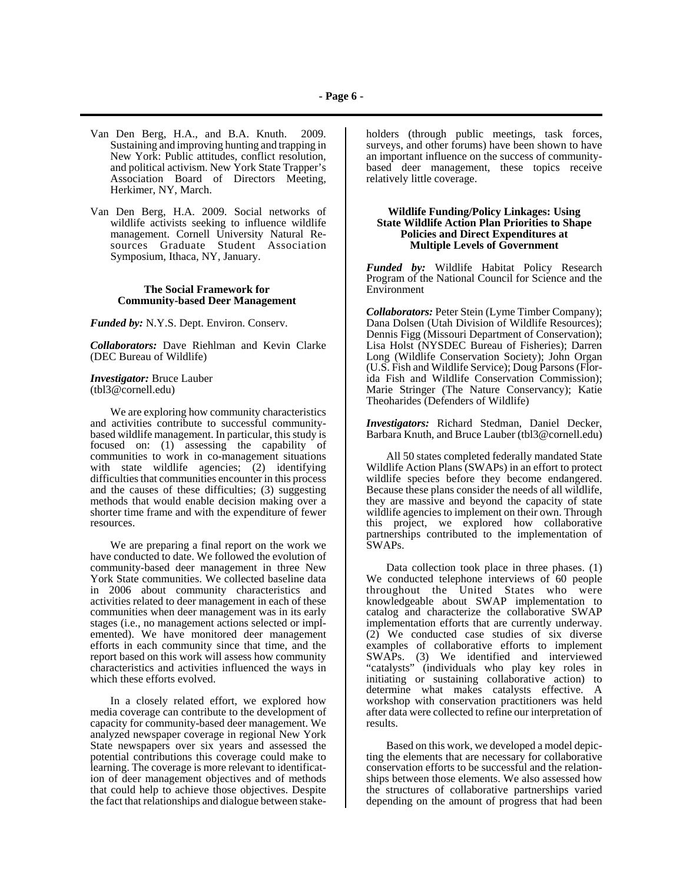Van Den Berg, H.A., and B.A. Knuth. 2009. Sustaining and improving hunting and trapping in New York: Public attitudes, conflict resolution, and political activism. New York State Trapper's Association Board of Directors Meeting, Herkimer, NY, March.

Van Den Berg, H.A. 2009. Social networks of wildlife activists seeking to influence wildlife management. Cornell University Natural Resources Graduate Student Association Symposium, Ithaca, NY, January.

### The Social Framework for Community-based Deer Management

***Funded by:*** N.Y.S. Dept. Environ. Conserv.

***Collaborators:*** Dave Riehlman and Kevin Clarke (DEC Bureau of Wildlife)

***Investigator:*** Bruce Lauber (tbl3@cornell.edu)

We are exploring how community characteristics and activities contribute to successful community-based wildlife management. In particular, this study is focused on: (1) assessing the capability of communities to work in co-management situations with state wildlife agencies; (2) identifying difficulties that communities encounter in this process and the causes of these difficulties; (3) suggesting methods that would enable decision making over a shorter time frame and with the expenditure of fewer resources.

We are preparing a final report on the work we have conducted to date. We followed the evolution of community-based deer management in three New York State communities. We collected baseline data in 2006 about community characteristics and activities related to deer management in each of these communities when deer management was in its early stages (i.e., no management actions selected or implemented). We have monitored deer management efforts in each community since that time, and the report based on this work will assess how community characteristics and activities influenced the ways in which these efforts evolved.

In a closely related effort, we explored how media coverage can contribute to the development of capacity for community-based deer management. We analyzed newspaper coverage in regional New York State newspapers over six years and assessed the potential contributions this coverage could make to learning. The coverage is more relevant to identification of deer management objectives and of methods that could help to achieve those objectives. Despite the fact that relationships and dialogue between stakeholders (through public meetings, task forces, surveys, and other forums) have been shown to have an important influence on the success of community-based deer management, these topics receive relatively little coverage.

### Wildlife Funding/Policy Linkages: Using State Wildlife Action Plan Priorities to Shape Policies and Direct Expenditures at Multiple Levels of Government

***Funded by:*** Wildlife Habitat Policy Research Program of the National Council for Science and the Environment

***Collaborators:*** Peter Stein (Lyme Timber Company); Dana Dolsen (Utah Division of Wildlife Resources); Dennis Figg (Missouri Department of Conservation); Lisa Holst (NYSDEC Bureau of Fisheries); Darren Long (Wildlife Conservation Society); John Organ (U.S. Fish and Wildlife Service); Doug Parsons (Florida Fish and Wildlife Conservation Commission); Marie Stringer (The Nature Conservancy); Katie Theoharides (Defenders of Wildlife)

***Investigators:*** Richard Stedman, Daniel Decker, Barbara Knuth, and Bruce Lauber (tbl3@cornell.edu)

All 50 states completed federally mandated State Wildlife Action Plans (SWAPs) in an effort to protect wildlife species before they become endangered. Because these plans consider the needs of all wildlife, they are massive and beyond the capacity of state wildlife agencies to implement on their own. Through this project, we explored how collaborative partnerships contributed to the implementation of SWAPs.

Data collection took place in three phases. (1) We conducted telephone interviews of 60 people throughout the United States who were knowledgeable about SWAP implementation to catalog and characterize the collaborative SWAP implementation efforts that are currently underway. (2) We conducted case studies of six diverse examples of collaborative efforts to implement SWAPs. (3) We identified and interviewed "catalysts" (individuals who play key roles in initiating or sustaining collaborative action) to determine what makes catalysts effective. A workshop with conservation practitioners was held after data were collected to refine our interpretation of results.

Based on this work, we developed a model depicting the elements that are necessary for collaborative conservation efforts to be successful and the relationships between those elements. We also assessed how the structures of collaborative partnerships varied depending on the amount of progress that had been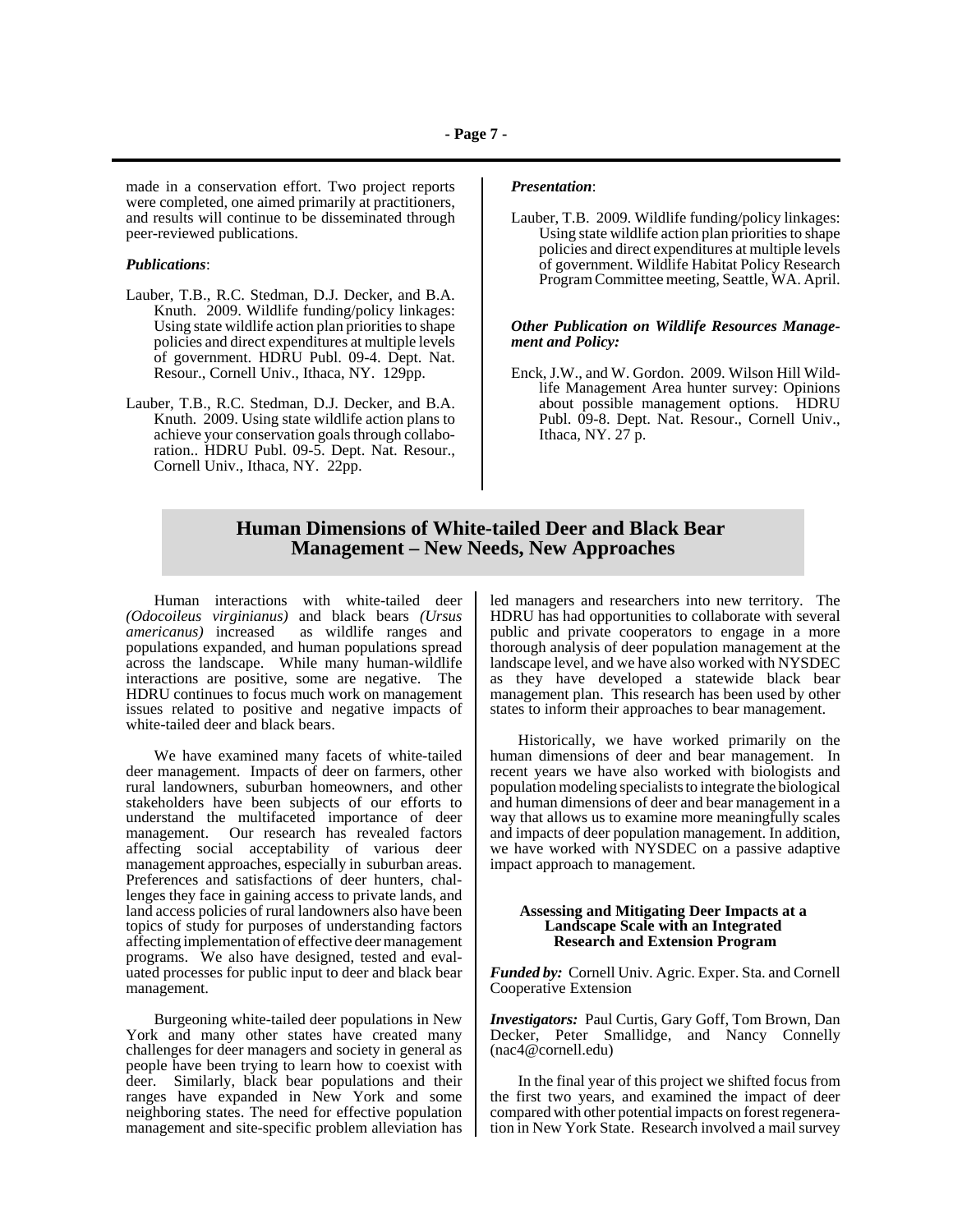made in a conservation effort. Two project reports were completed, one aimed primarily at practitioners, and results will continue to be disseminated through peer-reviewed publications.

***Publications***:

Lauber, T.B., R.C. Stedman, D.J. Decker, and B.A. Knuth. 2009. Wildlife funding/policy linkages: Using state wildlife action plan priorities to shape policies and direct expenditures at multiple levels of government. HDRU Publ. 09-4. Dept. Nat. Resour., Cornell Univ., Ithaca, NY. 129pp.

Lauber, T.B., R.C. Stedman, D.J. Decker, and B.A. Knuth. 2009. Using state wildlife action plans to achieve your conservation goals through collaboration.. HDRU Publ. 09-5. Dept. Nat. Resour., Cornell Univ., Ithaca, NY. 22pp.

***Presentation***:

Lauber, T.B. 2009. Wildlife funding/policy linkages: Using state wildlife action plan priorities to shape policies and direct expenditures at multiple levels of government. Wildlife Habitat Policy Research Program Committee meeting, Seattle, WA. April.

***Other Publication on Wildlife Resources Management and Policy:***

Enck, J.W., and W. Gordon. 2009. Wilson Hill Wildlife Management Area hunter survey: Opinions about possible management options. HDRU Publ. 09-8. Dept. Nat. Resour., Cornell Univ., Ithaca, NY. 27 p.

## Human Dimensions of White-tailed Deer and Black Bear Management – New Needs, New Approaches

Human interactions with white-tailed deer *(Odocoileus virginianus)* and black bears *(Ursus americanus)* increased as wildlife ranges and populations expanded, and human populations spread across the landscape. While many human-wildlife interactions are positive, some are negative. The HDRU continues to focus much work on management issues related to positive and negative impacts of white-tailed deer and black bears.

We have examined many facets of white-tailed deer management. Impacts of deer on farmers, other rural landowners, suburban homeowners, and other stakeholders have been subjects of our efforts to understand the multifaceted importance of deer management. Our research has revealed factors affecting social acceptability of various deer management approaches, especially in suburban areas. Preferences and satisfactions of deer hunters, challenges they face in gaining access to private lands, and land access policies of rural landowners also have been topics of study for purposes of understanding factors affecting implementation of effective deer management programs. We also have designed, tested and evaluated processes for public input to deer and black bear management.

Burgeoning white-tailed deer populations in New York and many other states have created many challenges for deer managers and society in general as people have been trying to learn how to coexist with deer. Similarly, black bear populations and their ranges have expanded in New York and some neighboring states. The need for effective population management and site-specific problem alleviation has led managers and researchers into new territory. The HDRU has had opportunities to collaborate with several public and private cooperators to engage in a more thorough analysis of deer population management at the landscape level, and we have also worked with NYSDEC as they have developed a statewide black bear management plan. This research has been used by other states to inform their approaches to bear management.

Historically, we have worked primarily on the human dimensions of deer and bear management. In recent years we have also worked with biologists and population modeling specialists to integrate the biological and human dimensions of deer and bear management in a way that allows us to examine more meaningfully scales and impacts of deer population management. In addition, we have worked with NYSDEC on a passive adaptive impact approach to management.

#### Assessing and Mitigating Deer Impacts at a Landscape Scale with an Integrated Research and Extension Program

***Funded by:*** Cornell Univ. Agric. Exper. Sta. and Cornell Cooperative Extension

***Investigators:*** Paul Curtis, Gary Goff, Tom Brown, Dan Decker, Peter Smallidge, and Nancy Connelly (nac4@cornell.edu)

In the final year of this project we shifted focus from the first two years, and examined the impact of deer compared with other potential impacts on forest regeneration in New York State. Research involved a mail survey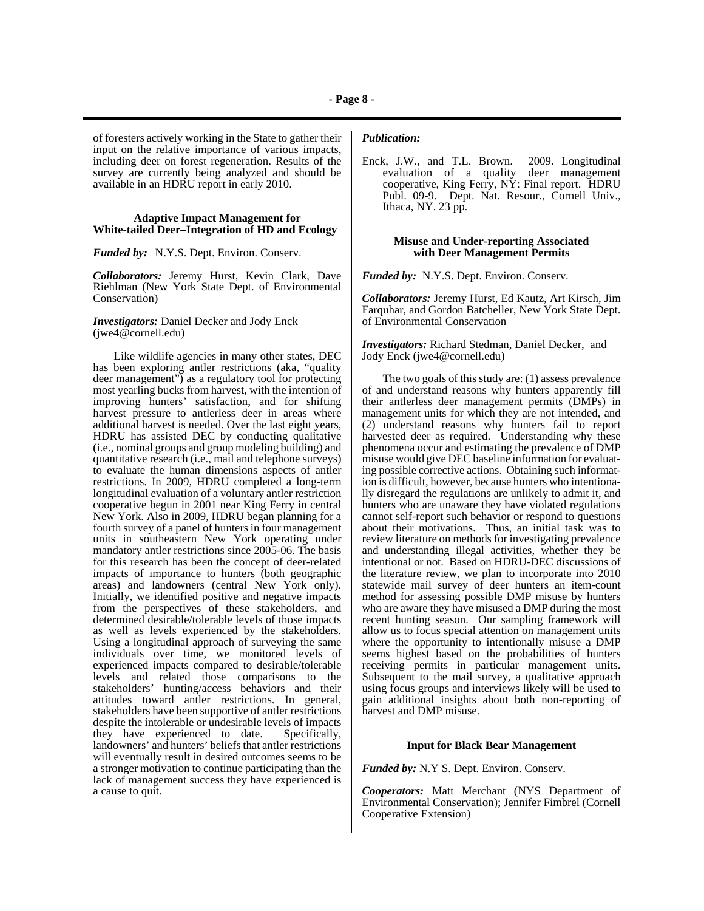of foresters actively working in the State to gather their input on the relative importance of various impacts, including deer on forest regeneration. Results of the survey are currently being analyzed and should be available in an HDRU report in early 2010.

### Adaptive Impact Management for White-tailed Deer–Integration of HD and Ecology

***Funded by:*** N.Y.S. Dept. Environ. Conserv.

***Collaborators:*** Jeremy Hurst, Kevin Clark, Dave Riehlman (New York State Dept. of Environmental Conservation)

***Investigators:*** Daniel Decker and Jody Enck (jwe4@cornell.edu)

Like wildlife agencies in many other states, DEC has been exploring antler restrictions (aka, "quality deer management") as a regulatory tool for protecting most yearling bucks from harvest, with the intention of improving hunters' satisfaction, and for shifting harvest pressure to antlerless deer in areas where additional harvest is needed. Over the last eight years, HDRU has assisted DEC by conducting qualitative (i.e., nominal groups and group modeling building) and quantitative research (i.e., mail and telephone surveys) to evaluate the human dimensions aspects of antler restrictions. In 2009, HDRU completed a long-term longitudinal evaluation of a voluntary antler restriction cooperative begun in 2001 near King Ferry in central New York. Also in 2009, HDRU began planning for a fourth survey of a panel of hunters in four management units in southeastern New York operating under mandatory antler restrictions since 2005-06. The basis for this research has been the concept of deer-related impacts of importance to hunters (both geographic areas) and landowners (central New York only). Initially, we identified positive and negative impacts from the perspectives of these stakeholders, and determined desirable/tolerable levels of those impacts as well as levels experienced by the stakeholders. Using a longitudinal approach of surveying the same individuals over time, we monitored levels of experienced impacts compared to desirable/tolerable levels and related those comparisons to the stakeholders' hunting/access behaviors and their attitudes toward antler restrictions. In general, stakeholders have been supportive of antler restrictions despite the intolerable or undesirable levels of impacts they have experienced to date. Specifically, landowners' and hunters' beliefs that antler restrictions will eventually result in desired outcomes seems to be a stronger motivation to continue participating than the lack of management success they have experienced is a cause to quit.

***Publication:***

Enck, J.W., and T.L. Brown. 2009. Longitudinal evaluation of a quality deer management cooperative, King Ferry, NY: Final report. HDRU Publ. 09-9. Dept. Nat. Resour., Cornell Univ., Ithaca, NY. 23 pp.

### Misuse and Under-reporting Associated with Deer Management Permits

***Funded by:*** N.Y.S. Dept. Environ. Conserv.

***Collaborators:*** Jeremy Hurst, Ed Kautz, Art Kirsch, Jim Farquhar, and Gordon Batcheller, New York State Dept. of Environmental Conservation

***Investigators:*** Richard Stedman, Daniel Decker, and Jody Enck (jwe4@cornell.edu)

The two goals of this study are: (1) assess prevalence of and understand reasons why hunters apparently fill their antlerless deer management permits (DMPs) in management units for which they are not intended, and (2) understand reasons why hunters fail to report harvested deer as required. Understanding why these phenomena occur and estimating the prevalence of DMP misuse would give DEC baseline information for evaluating possible corrective actions. Obtaining such information is difficult, however, because hunters who intentionally disregard the regulations are unlikely to admit it, and hunters who are unaware they have violated regulations cannot self-report such behavior or respond to questions about their motivations. Thus, an initial task was to review literature on methods for investigating prevalence and understanding illegal activities, whether they be intentional or not. Based on HDRU-DEC discussions of the literature review, we plan to incorporate into 2010 statewide mail survey of deer hunters an item-count method for assessing possible DMP misuse by hunters who are aware they have misused a DMP during the most recent hunting season. Our sampling framework will allow us to focus special attention on management units where the opportunity to intentionally misuse a DMP seems highest based on the probabilities of hunters receiving permits in particular management units. Subsequent to the mail survey, a qualitative approach using focus groups and interviews likely will be used to gain additional insights about both non-reporting of harvest and DMP misuse.

### Input for Black Bear Management

***Funded by:*** N.Y S. Dept. Environ. Conserv.

***Cooperators:*** Matt Merchant (NYS Department of Environmental Conservation); Jennifer Fimbrel (Cornell Cooperative Extension)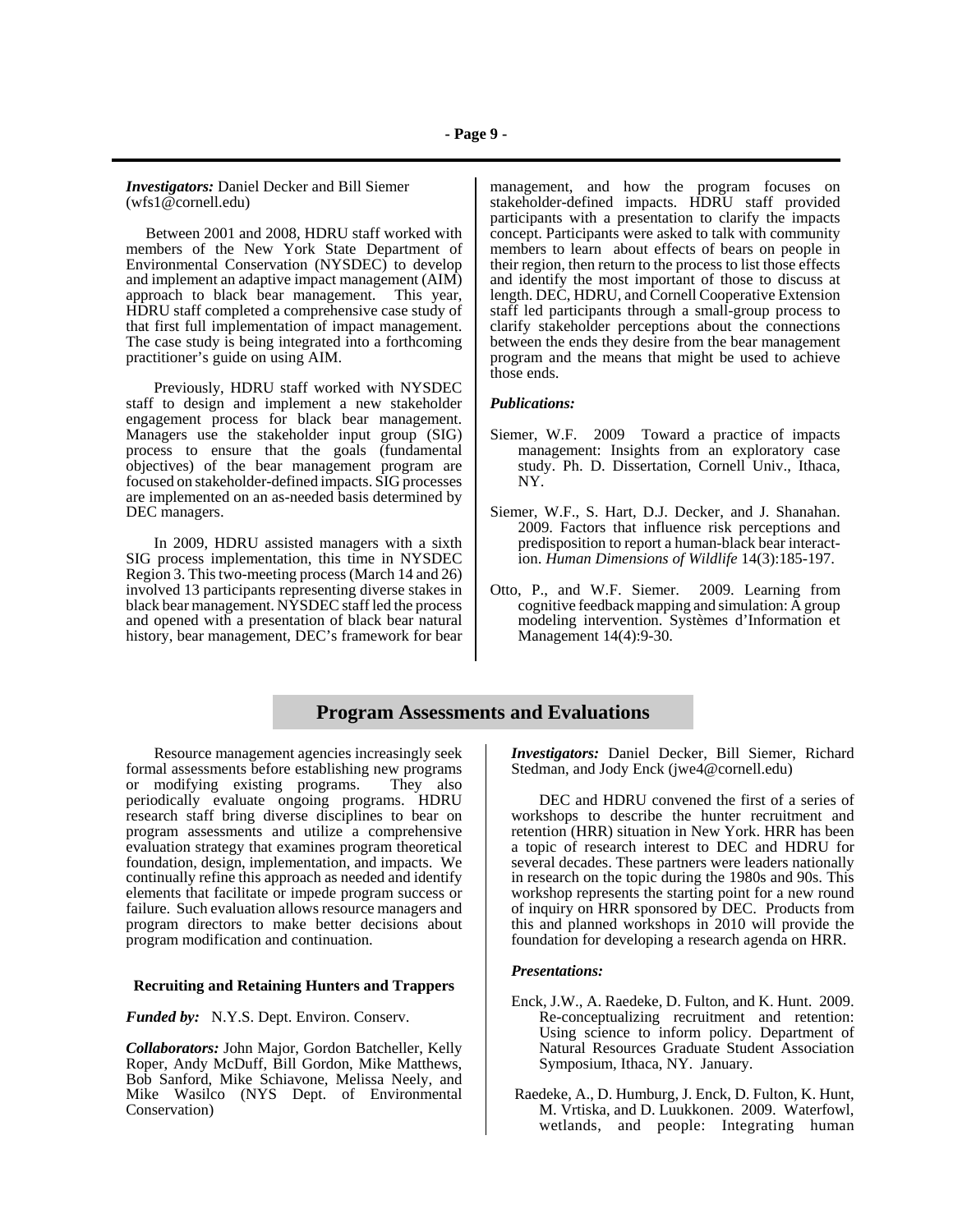***Investigators:*** Daniel Decker and Bill Siemer (wfs1@cornell.edu)

Between 2001 and 2008, HDRU staff worked with members of the New York State Department of Environmental Conservation (NYSDEC) to develop and implement an adaptive impact management (AIM) approach to black bear management. This year, HDRU staff completed a comprehensive case study of that first full implementation of impact management. The case study is being integrated into a forthcoming practitioner's guide on using AIM.

Previously, HDRU staff worked with NYSDEC staff to design and implement a new stakeholder engagement process for black bear management. Managers use the stakeholder input group (SIG) process to ensure that the goals (fundamental objectives) of the bear management program are focused on stakeholder-defined impacts. SIG processes are implemented on an as-needed basis determined by DEC managers.

In 2009, HDRU assisted managers with a sixth SIG process implementation, this time in NYSDEC Region 3. This two-meeting process (March 14 and 26) involved 13 participants representing diverse stakes in black bear management. NYSDEC staff led the process and opened with a presentation of black bear natural history, bear management, DEC's framework for bear management, and how the program focuses on stakeholder-defined impacts. HDRU staff provided participants with a presentation to clarify the impacts concept. Participants were asked to talk with community members to learn about effects of bears on people in their region, then return to the process to list those effects and identify the most important of those to discuss at length. DEC, HDRU, and Cornell Cooperative Extension staff led participants through a small-group process to clarify stakeholder perceptions about the connections between the ends they desire from the bear management program and the means that might be used to achieve those ends.

***Publications:***

Siemer, W.F. 2009 Toward a practice of impacts management: Insights from an exploratory case study. Ph. D. Dissertation, Cornell Univ., Ithaca, NY.

Siemer, W.F., S. Hart, D.J. Decker, and J. Shanahan. 2009. Factors that influence risk perceptions and predisposition to report a human-black bear interaction. *Human Dimensions of Wildlife* 14(3):185-197.

Otto, P., and W.F. Siemer. 2009. Learning from cognitive feedback mapping and simulation: A group modeling intervention. Systèmes d'Information et Management 14(4):9-30.

## Program Assessments and Evaluations

Resource management agencies increasingly seek formal assessments before establishing new programs or modifying existing programs. They also periodically evaluate ongoing programs. HDRU research staff bring diverse disciplines to bear on program assessments and utilize a comprehensive evaluation strategy that examines program theoretical foundation, design, implementation, and impacts. We continually refine this approach as needed and identify elements that facilitate or impede program success or failure. Such evaluation allows resource managers and program directors to make better decisions about program modification and continuation.

### Recruiting and Retaining Hunters and Trappers

***Funded by:*** N.Y.S. Dept. Environ. Conserv.

***Collaborators:*** John Major, Gordon Batcheller, Kelly Roper, Andy McDuff, Bill Gordon, Mike Matthews, Bob Sanford, Mike Schiavone, Melissa Neely, and Mike Wasilco (NYS Dept. of Environmental Conservation)

***Investigators:*** Daniel Decker, Bill Siemer, Richard Stedman, and Jody Enck (jwe4@cornell.edu)

DEC and HDRU convened the first of a series of workshops to describe the hunter recruitment and retention (HRR) situation in New York. HRR has been a topic of research interest to DEC and HDRU for several decades. These partners were leaders nationally in research on the topic during the 1980s and 90s. This workshop represents the starting point for a new round of inquiry on HRR sponsored by DEC. Products from this and planned workshops in 2010 will provide the foundation for developing a research agenda on HRR.

***Presentations:***

Enck, J.W., A. Raedeke, D. Fulton, and K. Hunt. 2009. Re-conceptualizing recruitment and retention: Using science to inform policy. Department of Natural Resources Graduate Student Association Symposium, Ithaca, NY. January.

Raedeke, A., D. Humburg, J. Enck, D. Fulton, K. Hunt, M. Vrtiska, and D. Luukkonen. 2009. Waterfowl, wetlands, and people: Integrating human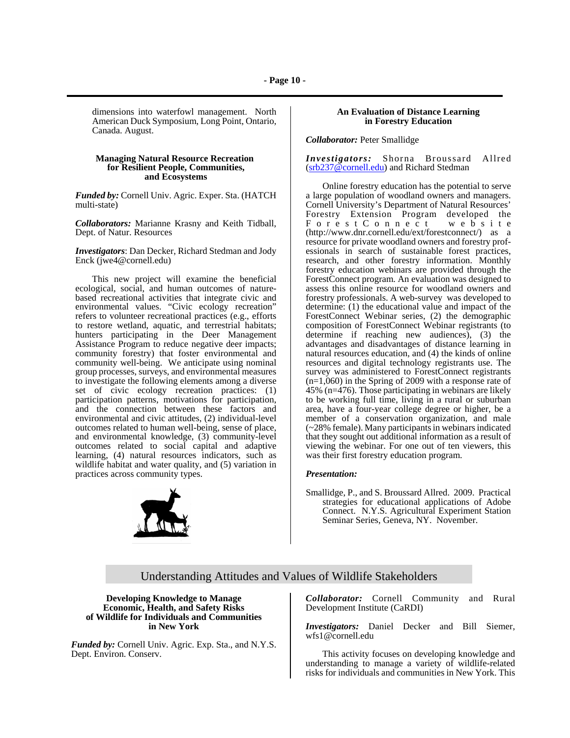dimensions into waterfowl management. North American Duck Symposium, Long Point, Ontario, Canada. August.

### Managing Natural Resource Recreation for Resilient People, Communities, and Ecosystems

***Funded by:*** Cornell Univ. Agric. Exper. Sta. (HATCH multi-state)

***Collaborators:*** Marianne Krasny and Keith Tidball, Dept. of Natur. Resources

***Investigators***: Dan Decker, Richard Stedman and Jody Enck (jwe4@cornell.edu)

This new project will examine the beneficial ecological, social, and human outcomes of nature-based recreational activities that integrate civic and environmental values. "Civic ecology recreation" refers to volunteer recreational practices (e.g., efforts to restore wetland, aquatic, and terrestrial habitats; hunters participating in the Deer Management Assistance Program to reduce negative deer impacts; community forestry) that foster environmental and community well-being. We anticipate using nominal group processes, surveys, and environmental measures to investigate the following elements among a diverse set of civic ecology recreation practices: (1) participation patterns, motivations for participation, and the connection between these factors and environmental and civic attitudes, (2) individual-level outcomes related to human well-being, sense of place, and environmental knowledge, (3) community-level outcomes related to social capital and adaptive learning, (4) natural resources indicators, such as wildlife habitat and water quality, and (5) variation in practices across community types.

### An Evaluation of Distance Learning in Forestry Education

***Collaborator:*** Peter Smallidge

***Investigators:*** Shorna Broussard Allred (srb237@cornell.edu) and Richard Stedman

Online forestry education has the potential to serve a large population of woodland owners and managers. Cornell University's Department of Natural Resources' Forestry Extension Program developed the ForestConnect website (http://www.dnr.cornell.edu/ext/forestconnect/) as a resource for private woodland owners and forestry professionals in search of sustainable forest practices, research, and other forestry information. Monthly forestry education webinars are provided through the ForestConnect program. An evaluation was designed to assess this online resource for woodland owners and forestry professionals. A web-survey was developed to determine: (1) the educational value and impact of the ForestConnect Webinar series, (2) the demographic composition of ForestConnect Webinar registrants (to determine if reaching new audiences), (3) the advantages and disadvantages of distance learning in natural resources education, and (4) the kinds of online resources and digital technology registrants use. The survey was administered to ForestConnect registrants (n=1,060) in the Spring of 2009 with a response rate of 45% (n=476). Those participating in webinars are likely to be working full time, living in a rural or suburban area, have a four-year college degree or higher, be a member of a conservation organization, and male (~28% female). Many participants in webinars indicated that they sought out additional information as a result of viewing the webinar. For one out of ten viewers, this was their first forestry education program.

***Presentation:***

Smallidge, P., and S. Broussard Allred. 2009. Practical strategies for educational applications of Adobe Connect. N.Y.S. Agricultural Experiment Station Seminar Series, Geneva, NY. November.

## Understanding Attitudes and Values of Wildlife Stakeholders

### Developing Knowledge to Manage Economic, Health, and Safety Risks of Wildlife for Individuals and Communities in New York

***Funded by:*** Cornell Univ. Agric. Exp. Sta., and N.Y.S. Dept. Environ. Conserv.

***Collaborator:*** Cornell Community and Rural Development Institute (CaRDI)

***Investigators:*** Daniel Decker and Bill Siemer, wfs1@cornell.edu

This activity focuses on developing knowledge and understanding to manage a variety of wildlife-related risks for individuals and communities in New York. This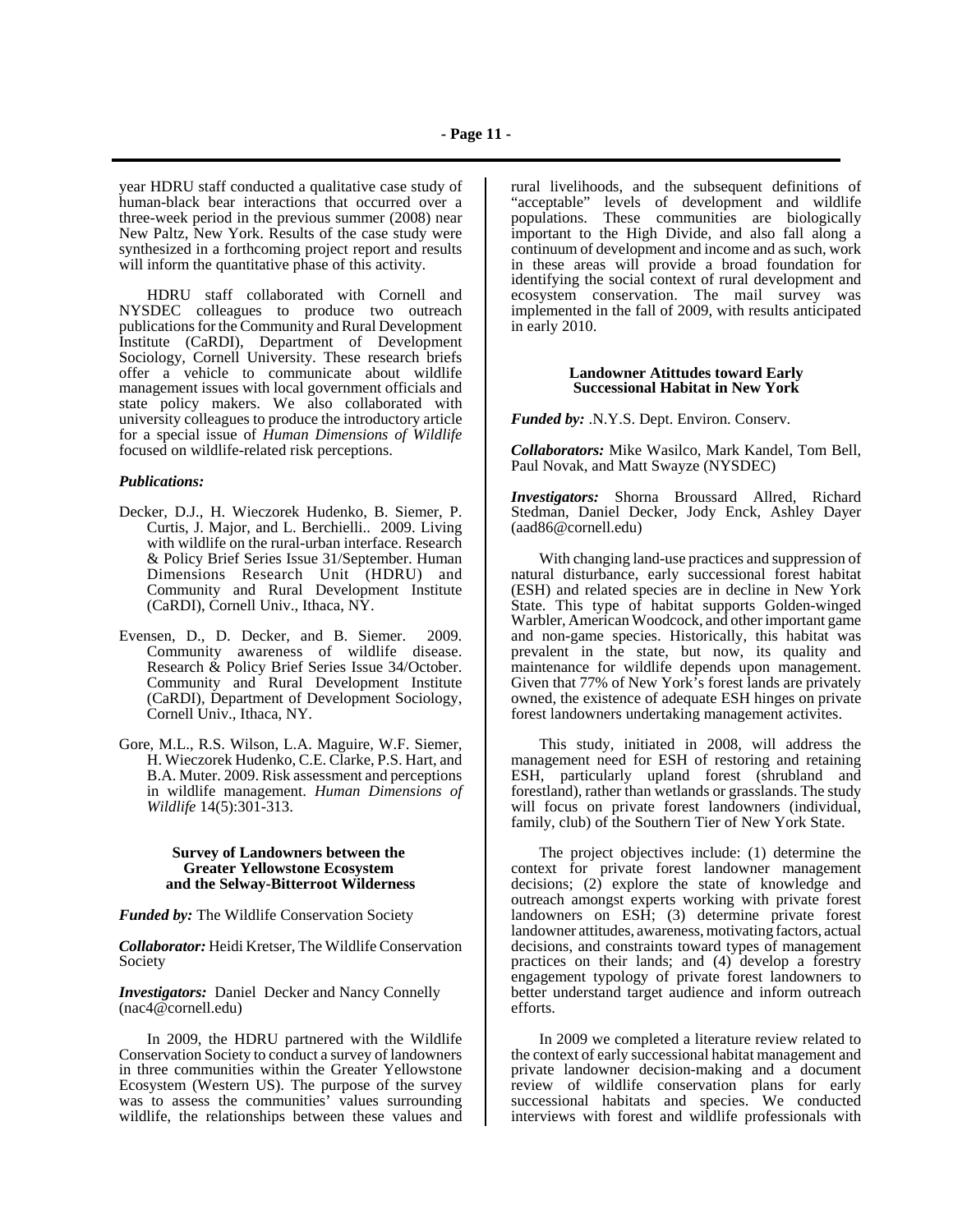year HDRU staff conducted a qualitative case study of human-black bear interactions that occurred over a three-week period in the previous summer (2008) near New Paltz, New York. Results of the case study were synthesized in a forthcoming project report and results will inform the quantitative phase of this activity.

HDRU staff collaborated with Cornell and NYSDEC colleagues to produce two outreach publications for the Community and Rural Development Institute (CaRDI), Department of Development Sociology, Cornell University. These research briefs offer a vehicle to communicate about wildlife management issues with local government officials and state policy makers. We also collaborated with university colleagues to produce the introductory article for a special issue of *Human Dimensions of Wildlife* focused on wildlife-related risk perceptions.

***Publications:***

Decker, D.J., H. Wieczorek Hudenko, B. Siemer, P. Curtis, J. Major, and L. Berchielli.. 2009. Living with wildlife on the rural-urban interface. Research & Policy Brief Series Issue 31/September. Human Dimensions Research Unit (HDRU) and Community and Rural Development Institute (CaRDI), Cornell Univ., Ithaca, NY.

Evensen, D., D. Decker, and B. Siemer. 2009. Community awareness of wildlife disease. Research & Policy Brief Series Issue 34/October. Community and Rural Development Institute (CaRDI), Department of Development Sociology, Cornell Univ., Ithaca, NY.

Gore, M.L., R.S. Wilson, L.A. Maguire, W.F. Siemer, H. Wieczorek Hudenko, C.E. Clarke, P.S. Hart, and B.A. Muter. 2009. Risk assessment and perceptions in wildlife management. *Human Dimensions of Wildlife* 14(5):301-313.

### Survey of Landowners between the Greater Yellowstone Ecosystem and the Selway-Bitterroot Wilderness

***Funded by:*** The Wildlife Conservation Society

***Collaborator:*** Heidi Kretser, The Wildlife Conservation Society

***Investigators:*** Daniel Decker and Nancy Connelly (nac4@cornell.edu)

In 2009, the HDRU partnered with the Wildlife Conservation Society to conduct a survey of landowners in three communities within the Greater Yellowstone Ecosystem (Western US). The purpose of the survey was to assess the communities' values surrounding wildlife, the relationships between these values and rural livelihoods, and the subsequent definitions of "acceptable" levels of development and wildlife populations. These communities are biologically important to the High Divide, and also fall along a continuum of development and income and as such, work in these areas will provide a broad foundation for identifying the social context of rural development and ecosystem conservation. The mail survey was implemented in the fall of 2009, with results anticipated in early 2010.

### Landower Atittudes toward Early Successional Habitat in New York

***Funded by:*** .N.Y.S. Dept. Environ. Conserv.

***Collaborators:*** Mike Wasilco, Mark Kandel, Tom Bell, Paul Novak, and Matt Swayze (NYSDEC)

***Investigators:*** Shorna Broussard Allred, Richard Stedman, Daniel Decker, Jody Enck, Ashley Dayer (aad86@cornell.edu)

With changing land-use practices and suppression of natural disturbance, early successional forest habitat (ESH) and related species are in decline in New York State. This type of habitat supports Golden-winged Warbler, American Woodcock, and other important game and non-game species. Historically, this habitat was prevalent in the state, but now, its quality and maintenance for wildlife depends upon management. Given that 77% of New York's forest lands are privately owned, the existence of adequate ESH hinges on private forest landowners undertaking management activites.

This study, initiated in 2008, will address the management need for ESH of restoring and retaining ESH, particularly upland forest (shrubland and forestland), rather than wetlands or grasslands. The study will focus on private forest landowners (individual, family, club) of the Southern Tier of New York State.

The project objectives include: (1) determine the context for private forest landowner management decisions; (2) explore the state of knowledge and outreach amongst experts working with private forest landowners on ESH; (3) determine private forest landowner attitudes, awareness, motivating factors, actual decisions, and constraints toward types of management practices on their lands; and (4) develop a forestry engagement typology of private forest landowners to better understand target audience and inform outreach efforts.

In 2009 we completed a literature review related to the context of early successional habitat management and private landowner decision-making and a document review of wildlife conservation plans for early successional habitats and species. We conducted interviews with forest and wildlife professionals with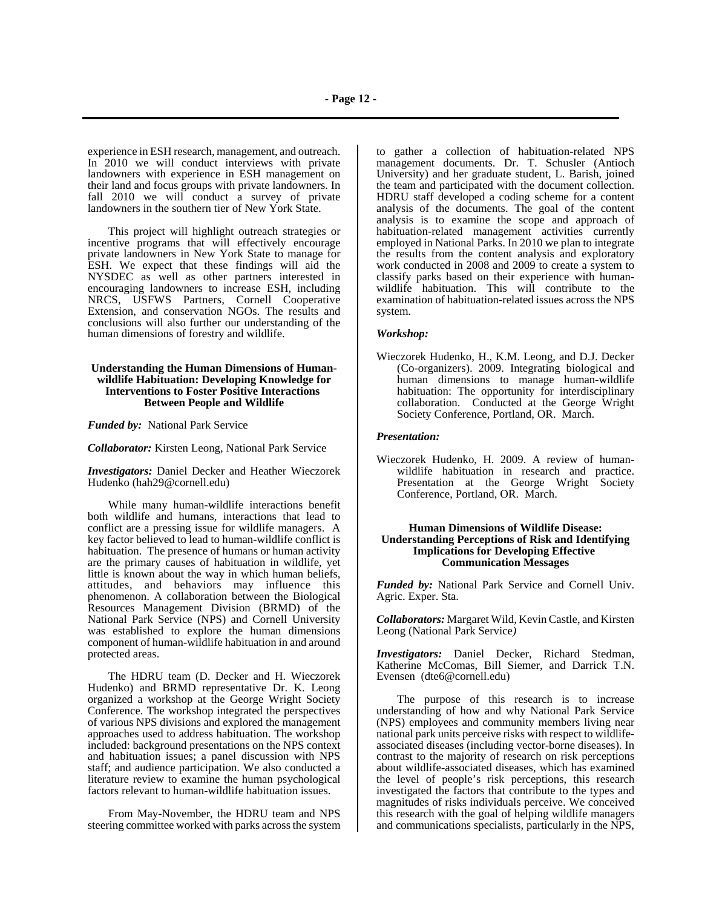experience in ESH research, management, and outreach. In 2010 we will conduct interviews with private landowners with experience in ESH management on their land and focus groups with private landowners. In fall 2010 we will conduct a survey of private landowners in the southern tier of New York State.

This project will highlight outreach strategies or incentive programs that will effectively encourage private landowners in New York State to manage for ESH. We expect that these findings will aid the NYSDEC as well as other partners interested in encouraging landowners to increase ESH, including NRCS, USFWS Partners, Cornell Cooperative Extension, and conservation NGOs. The results and conclusions will also further our understanding of the human dimensions of forestry and wildlife.

### Understanding the Human Dimensions of Human-wildlife Habituation: Developing Knowledge for Interventions to Foster Positive Interactions Between People and Wildlife

***Funded by:*** National Park Service

***Collaborator:*** Kirsten Leong, National Park Service

***Investigators:*** Daniel Decker and Heather Wieczorek Hudenko (hah29@cornell.edu)

While many human-wildlife interactions benefit both wildlife and humans, interactions that lead to conflict are a pressing issue for wildlife managers. A key factor believed to lead to human-wildlife conflict is habituation. The presence of humans or human activity are the primary causes of habituation in wildlife, yet little is known about the way in which human beliefs, attitudes, and behaviors may influence this phenomenon. A collaboration between the Biological Resources Management Division (BRMD) of the National Park Service (NPS) and Cornell University was established to explore the human dimensions component of human-wildlife habituation in and around protected areas.

The HDRU team (D. Decker and H. Wieczorek Hudenko) and BRMD representative Dr. K. Leong organized a workshop at the George Wright Society Conference. The workshop integrated the perspectives of various NPS divisions and explored the management approaches used to address habituation. The workshop included: background presentations on the NPS context and habituation issues; a panel discussion with NPS staff; and audience participation. We also conducted a literature review to examine the human psychological factors relevant to human-wildlife habituation issues.

From May-November, the HDRU team and NPS steering committee worked with parks across the system to gather a collection of habituation-related NPS management documents. Dr. T. Schusler (Antioch University) and her graduate student, L. Barish, joined the team and participated with the document collection. HDRU staff developed a coding scheme for a content analysis of the documents. The goal of the content analysis is to examine the scope and approach of habituation-related management activities currently employed in National Parks. In 2010 we plan to integrate the results from the content analysis and exploratory work conducted in 2008 and 2009 to create a system to classify parks based on their experience with human-wildlife habituation. This will contribute to the examination of habituation-related issues across the NPS system.

***Workshop:***

Wieczorek Hudenko, H., K.M. Leong, and D.J. Decker (Co-organizers). 2009. Integrating biological and human dimensions to manage human-wildlife habituation: The opportunity for interdisciplinary collaboration. Conducted at the George Wright Society Conference, Portland, OR. March.

***Presentation:***

Wieczorek Hudenko, H. 2009. A review of human-wildlife habituation in research and practice. Presentation at the George Wright Society Conference, Portland, OR. March.

### Human Dimensions of Wildlife Disease: Understanding Perceptions of Risk and Identifying Implications for Developing Effective Communication Messages

***Funded by:*** National Park Service and Cornell Univ. Agric. Exper. Sta.

***Collaborators:*** Margaret Wild, Kevin Castle, and Kirsten Leong (National Park Service)

***Investigators:*** Daniel Decker, Richard Stedman, Katherine McComas, Bill Siemer, and Darrick T.N. Evensen (dte6@cornell.edu)

The purpose of this research is to increase understanding of how and why National Park Service (NPS) employees and community members living near national park units perceive risks with respect to wildlife-associated diseases (including vector-borne diseases). In contrast to the majority of research on risk perceptions about wildlife-associated diseases, which has examined the level of people's risk perceptions, this research investigated the factors that contribute to the types and magnitudes of risks individuals perceive. We conceived this research with the goal of helping wildlife managers and communications specialists, particularly in the NPS,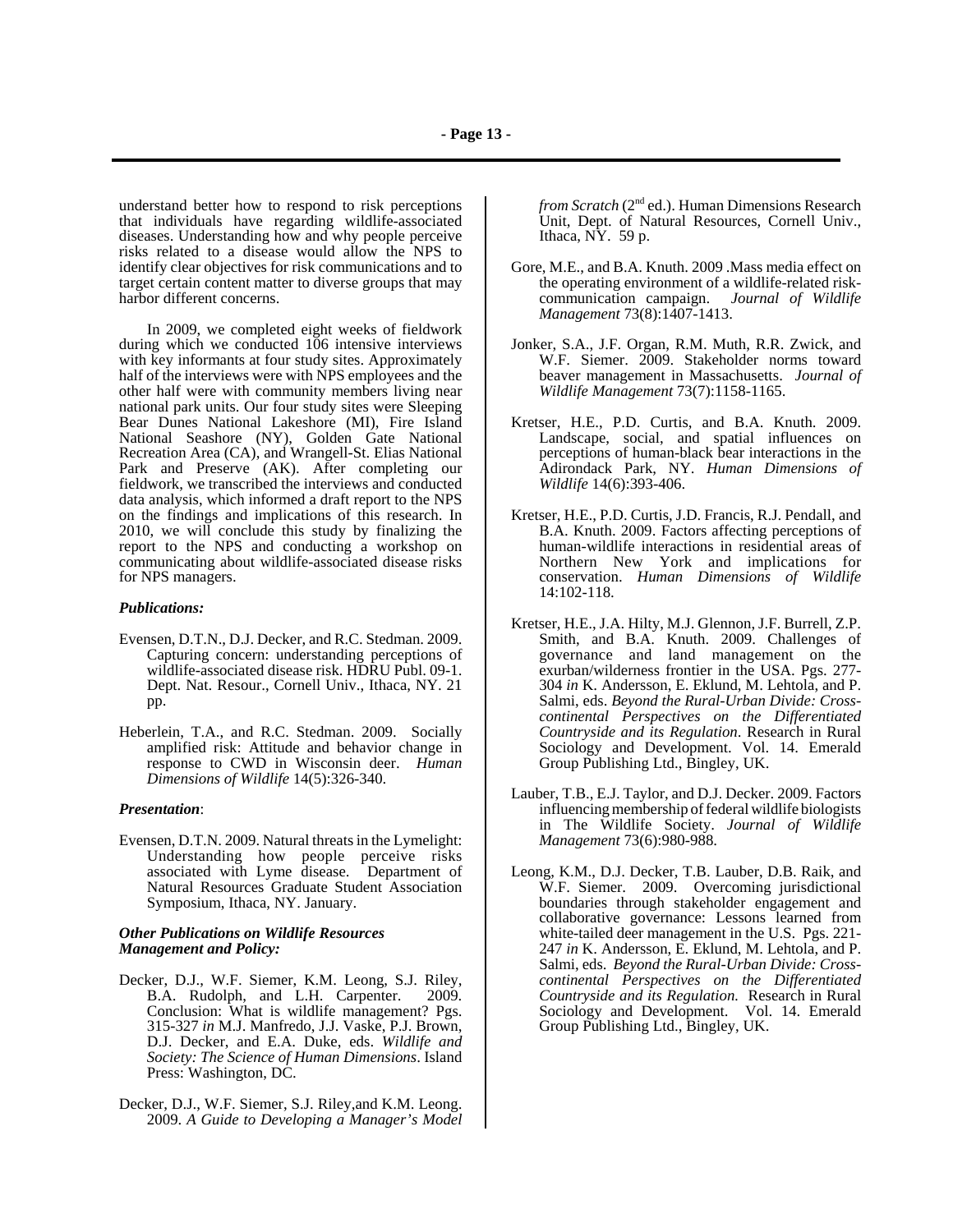understand better how to respond to risk perceptions that individuals have regarding wildlife-associated diseases. Understanding how and why people perceive risks related to a disease would allow the NPS to identify clear objectives for risk communications and to target certain content matter to diverse groups that may harbor different concerns.

In 2009, we completed eight weeks of fieldwork during which we conducted 106 intensive interviews with key informants at four study sites. Approximately half of the interviews were with NPS employees and the other half were with community members living near national park units. Our four study sites were Sleeping Bear Dunes National Lakeshore (MI), Fire Island National Seashore (NY), Golden Gate National Recreation Area (CA), and Wrangell-St. Elias National Park and Preserve (AK). After completing our fieldwork, we transcribed the interviews and conducted data analysis, which informed a draft report to the NPS on the findings and implications of this research. In 2010, we will conclude this study by finalizing the report to the NPS and conducting a workshop on communicating about wildlife-associated disease risks for NPS managers.

***Publications:***

Evensen, D.T.N., D.J. Decker, and R.C. Stedman. 2009. Capturing concern: understanding perceptions of wildlife-associated disease risk. HDRU Publ. 09-1. Dept. Nat. Resour., Cornell Univ., Ithaca, NY. 21 pp.

Heberlein, T.A., and R.C. Stedman. 2009. Socially amplified risk: Attitude and behavior change in response to CWD in Wisconsin deer. *Human Dimensions of Wildlife* 14(5):326-340.

***Presentation***:

Evensen, D.T.N. 2009. Natural threats in the Lymelight: Understanding how people perceive risks associated with Lyme disease. Department of Natural Resources Graduate Student Association Symposium, Ithaca, NY. January.

***Other Publications on Wildlife Resources Management and Policy:***

Decker, D.J., W.F. Siemer, K.M. Leong, S.J. Riley, B.A. Rudolph, and L.H. Carpenter. 2009. Conclusion: What is wildlife management? Pgs. 315-327 *in* M.J. Manfredo, J.J. Vaske, P.J. Brown, D.J. Decker, and E.A. Duke, eds. *Wildlife and Society: The Science of Human Dimensions*. Island Press: Washington, DC.

Decker, D.J., W.F. Siemer, S.J. Riley,and K.M. Leong. 2009. *A Guide to Developing a Manager's Model from Scratch* (2nd ed.). Human Dimensions Research Unit, Dept. of Natural Resources, Cornell Univ., Ithaca, NY. 59 p.

Gore, M.E., and B.A. Knuth. 2009 .Mass media effect on the operating environment of a wildlife-related risk-communication campaign. *Journal of Wildlife Management* 73(8):1407-1413.

Jonker, S.A., J.F. Organ, R.M. Muth, R.R. Zwick, and W.F. Siemer. 2009. Stakeholder norms toward beaver management in Massachusetts. *Journal of Wildlife Management* 73(7):1158-1165.

Kretser, H.E., P.D. Curtis, and B.A. Knuth. 2009. Landscape, social, and spatial influences on perceptions of human-black bear interactions in the Adirondack Park, NY. *Human Dimensions of Wildlife* 14(6):393-406.

Kretser, H.E., P.D. Curtis, J.D. Francis, R.J. Pendall, and B.A. Knuth. 2009. Factors affecting perceptions of human-wildlife interactions in residential areas of Northern New York and implications for conservation. *Human Dimensions of Wildlife* 14:102-118.

Kretser, H.E., J.A. Hilty, M.J. Glennon, J.F. Burrell, Z.P. Smith, and B.A. Knuth. 2009. Challenges of governance and land management on the exurban/wilderness frontier in the USA. Pgs. 277-304 *in* K. Andersson, E. Eklund, M. Lehtola, and P. Salmi, eds. *Beyond the Rural-Urban Divide: Cross-continental Perspectives on the Differentiated Countryside and its Regulation*. Research in Rural Sociology and Development. Vol. 14. Emerald Group Publishing Ltd., Bingley, UK.

Lauber, T.B., E.J. Taylor, and D.J. Decker. 2009. Factors influencing membership of federal wildlife biologists in The Wildlife Society. *Journal of Wildlife Management* 73(6):980-988.

Leong, K.M., D.J. Decker, T.B. Lauber, D.B. Raik, and W.F. Siemer. 2009. Overcoming jurisdictional boundaries through stakeholder engagement and collaborative governance: Lessons learned from white-tailed deer management in the U.S. Pgs. 221-247 *in* K. Andersson, E. Eklund, M. Lehtola, and P. Salmi, eds. *Beyond the Rural-Urban Divide: Cross-continental Perspectives on the Differentiated Countryside and its Regulation.* Research in Rural Sociology and Development. Vol. 14. Emerald Group Publishing Ltd., Bingley, UK.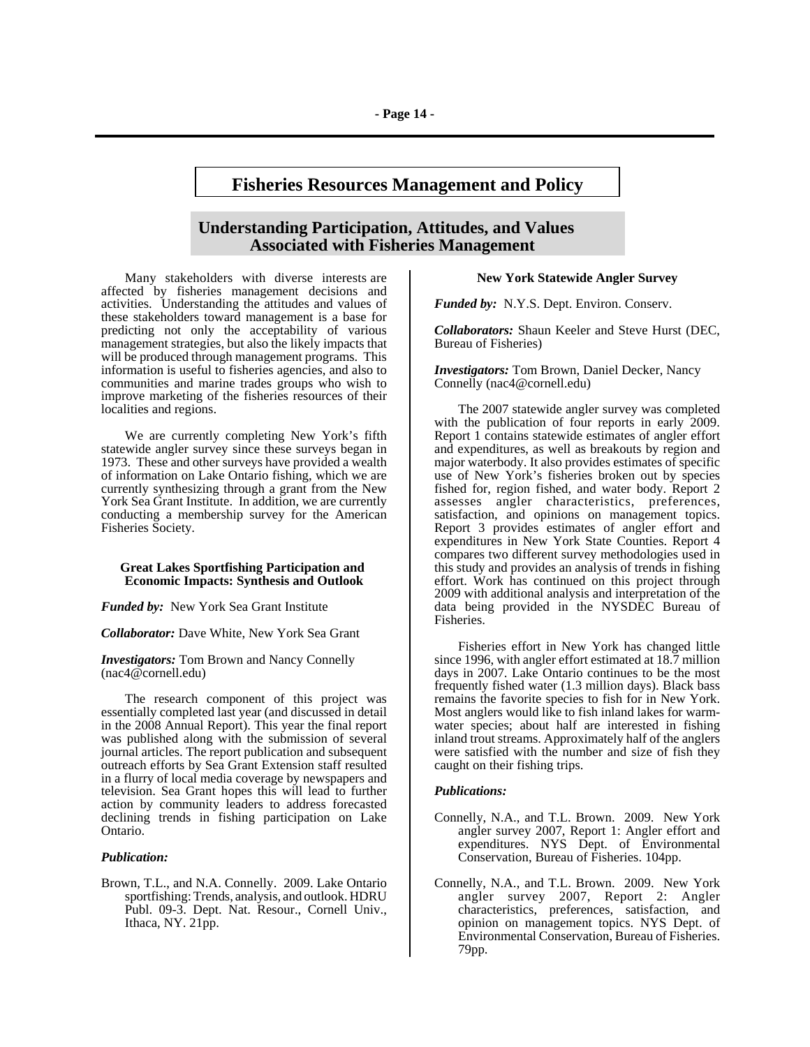# Fisheries Resources Management and Policy

## Understanding Participation, Attitudes, and Values Associated with Fisheries Management

Many stakeholders with diverse interests are affected by fisheries management decisions and activities. Understanding the attitudes and values of these stakeholders toward management is a base for predicting not only the acceptability of various management strategies, but also the likely impacts that will be produced through management programs. This information is useful to fisheries agencies, and also to communities and marine trades groups who wish to improve marketing of the fisheries resources of their localities and regions.

We are currently completing New York's fifth statewide angler survey since these surveys began in 1973. These and other surveys have provided a wealth of information on Lake Ontario fishing, which we are currently synthesizing through a grant from the New York Sea Grant Institute. In addition, we are currently conducting a membership survey for the American Fisheries Society.

### Great Lakes Sportfishing Participation and Economic Impacts: Synthesis and Outlook

***Funded by:*** New York Sea Grant Institute

***Collaborator:*** Dave White, New York Sea Grant

***Investigators:*** Tom Brown and Nancy Connelly (nac4@cornell.edu)

The research component of this project was essentially completed last year (and discussed in detail in the 2008 Annual Report). This year the final report was published along with the submission of several journal articles. The report publication and subsequent outreach efforts by Sea Grant Extension staff resulted in a flurry of local media coverage by newspapers and television. Sea Grant hopes this will lead to further action by community leaders to address forecasted declining trends in fishing participation on Lake Ontario.

***Publication:***

Brown, T.L., and N.A. Connelly. 2009. Lake Ontario sportfishing: Trends, analysis, and outlook. HDRU Publ. 09-3. Dept. Nat. Resour., Cornell Univ., Ithaca, NY. 21pp.

### New York Statewide Angler Survey

***Funded by:*** N.Y.S. Dept. Environ. Conserv.

***Collaborators:*** Shaun Keeler and Steve Hurst (DEC, Bureau of Fisheries)

***Investigators:*** Tom Brown, Daniel Decker, Nancy Connelly (nac4@cornell.edu)

The 2007 statewide angler survey was completed with the publication of four reports in early 2009. Report 1 contains statewide estimates of angler effort and expenditures, as well as breakouts by region and major waterbody. It also provides estimates of specific use of New York's fisheries broken out by species fished for, region fished, and water body. Report 2 assesses angler characteristics, preferences, satisfaction, and opinions on management topics. Report 3 provides estimates of angler effort and expenditures in New York State Counties. Report 4 compares two different survey methodologies used in this study and provides an analysis of trends in fishing effort. Work has continued on this project through 2009 with additional analysis and interpretation of the data being provided in the NYSDEC Bureau of Fisheries.

Fisheries effort in New York has changed little since 1996, with angler effort estimated at 18.7 million days in 2007. Lake Ontario continues to be the most frequently fished water (1.3 million days). Black bass remains the favorite species to fish for in New York. Most anglers would like to fish inland lakes for warm-water species; about half are interested in fishing inland trout streams. Approximately half of the anglers were satisfied with the number and size of fish they caught on their fishing trips.

***Publications:***

Connelly, N.A., and T.L. Brown. 2009. New York angler survey 2007, Report 1: Angler effort and expenditures. NYS Dept. of Environmental Conservation, Bureau of Fisheries. 104pp.

Connelly, N.A., and T.L. Brown. 2009. New York angler survey 2007, Report 2: Angler characteristics, preferences, satisfaction, and opinion on management topics. NYS Dept. of Environmental Conservation, Bureau of Fisheries. 79pp.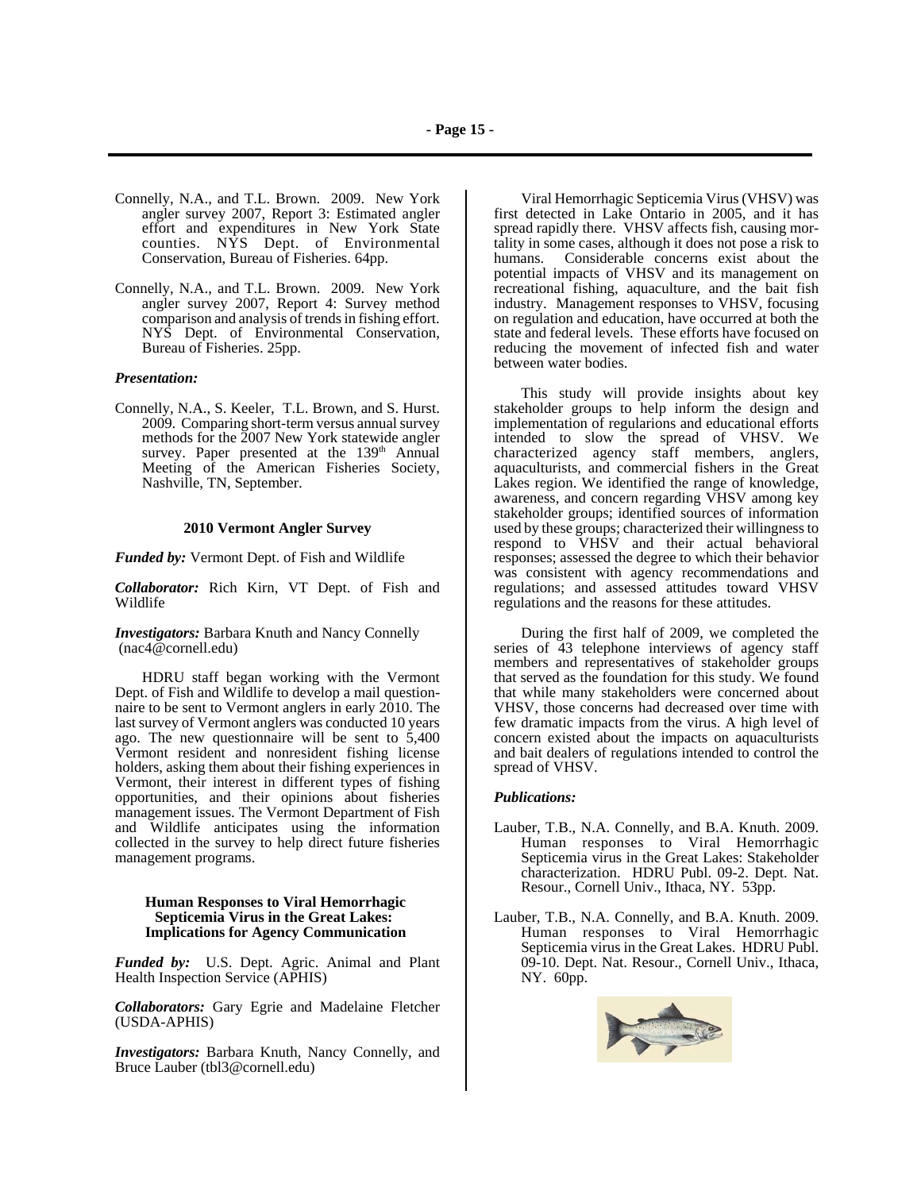Connelly, N.A., and T.L. Brown. 2009. New York angler survey 2007, Report 3: Estimated angler effort and expenditures in New York State counties. NYS Dept. of Environmental Conservation, Bureau of Fisheries. 64pp.

Connelly, N.A., and T.L. Brown. 2009. New York angler survey 2007, Report 4: Survey method comparison and analysis of trends in fishing effort. NYS Dept. of Environmental Conservation, Bureau of Fisheries. 25pp.

***Presentation:***

Connelly, N.A., S. Keeler, T.L. Brown, and S. Hurst. 2009. Comparing short-term versus annual survey methods for the 2007 New York statewide angler survey. Paper presented at the 139th Annual Meeting of the American Fisheries Society, Nashville, TN, September.

### 2010 Vermont Angler Survey

***Funded by:*** Vermont Dept. of Fish and Wildlife

***Collaborator:*** Rich Kirn, VT Dept. of Fish and Wildlife

***Investigators:*** Barbara Knuth and Nancy Connelly (nac4@cornell.edu)

HDRU staff began working with the Vermont Dept. of Fish and Wildlife to develop a mail questionnaire to be sent to Vermont anglers in early 2010. The last survey of Vermont anglers was conducted 10 years ago. The new questionnaire will be sent to 5,400 Vermont resident and nonresident fishing license holders, asking them about their fishing experiences in Vermont, their interest in different types of fishing opportunities, and their opinions about fisheries management issues. The Vermont Department of Fish and Wildlife anticipates using the information collected in the survey to help direct future fisheries management programs.

### Human Responses to Viral Hemorrhagic Septicemia Virus in the Great Lakes: Implications for Agency Communication

***Funded by:*** U.S. Dept. Agric. Animal and Plant Health Inspection Service (APHIS)

***Collaborators:*** Gary Egrie and Madelaine Fletcher (USDA-APHIS)

***Investigators:*** Barbara Knuth, Nancy Connelly, and Bruce Lauber (tbl3@cornell.edu)

Viral Hemorrhagic Septicemia Virus (VHSV) was first detected in Lake Ontario in 2005, and it has spread rapidly there. VHSV affects fish, causing mortality in some cases, although it does not pose a risk to humans. Considerable concerns exist about the potential impacts of VHSV and its management on recreational fishing, aquaculture, and the bait fish industry. Management responses to VHSV, focusing on regulation and education, have occurred at both the state and federal levels. These efforts have focused on reducing the movement of infected fish and water between water bodies.

This study will provide insights about key stakeholder groups to help inform the design and implementation of regularions and educational efforts intended to slow the spread of VHSV. We characterized agency staff members, anglers, aquaculturists, and commercial fishers in the Great Lakes region. We identified the range of knowledge, awareness, and concern regarding VHSV among key stakeholder groups; identified sources of information used by these groups; characterized their willingness to respond to VHSV and their actual behavioral responses; assessed the degree to which their behavior was consistent with agency recommendations and regulations; and assessed attitudes toward VHSV regulations and the reasons for these attitudes.

During the first half of 2009, we completed the series of 43 telephone interviews of agency staff members and representatives of stakeholder groups that served as the foundation for this study. We found that while many stakeholders were concerned about VHSV, those concerns had decreased over time with few dramatic impacts from the virus. A high level of concern existed about the impacts on aquaculturists and bait dealers of regulations intended to control the spread of VHSV.

***Publications:***

Lauber, T.B., N.A. Connelly, and B.A. Knuth. 2009. Human responses to Viral Hemorrhagic Septicemia virus in the Great Lakes: Stakeholder characterization. HDRU Publ. 09-2. Dept. Nat. Resour., Cornell Univ., Ithaca, NY. 53pp.

Lauber, T.B., N.A. Connelly, and B.A. Knuth. 2009. Human responses to Viral Hemorrhagic Septicemia virus in the Great Lakes. HDRU Publ. 09-10. Dept. Nat. Resour., Cornell Univ., Ithaca, NY. 60pp.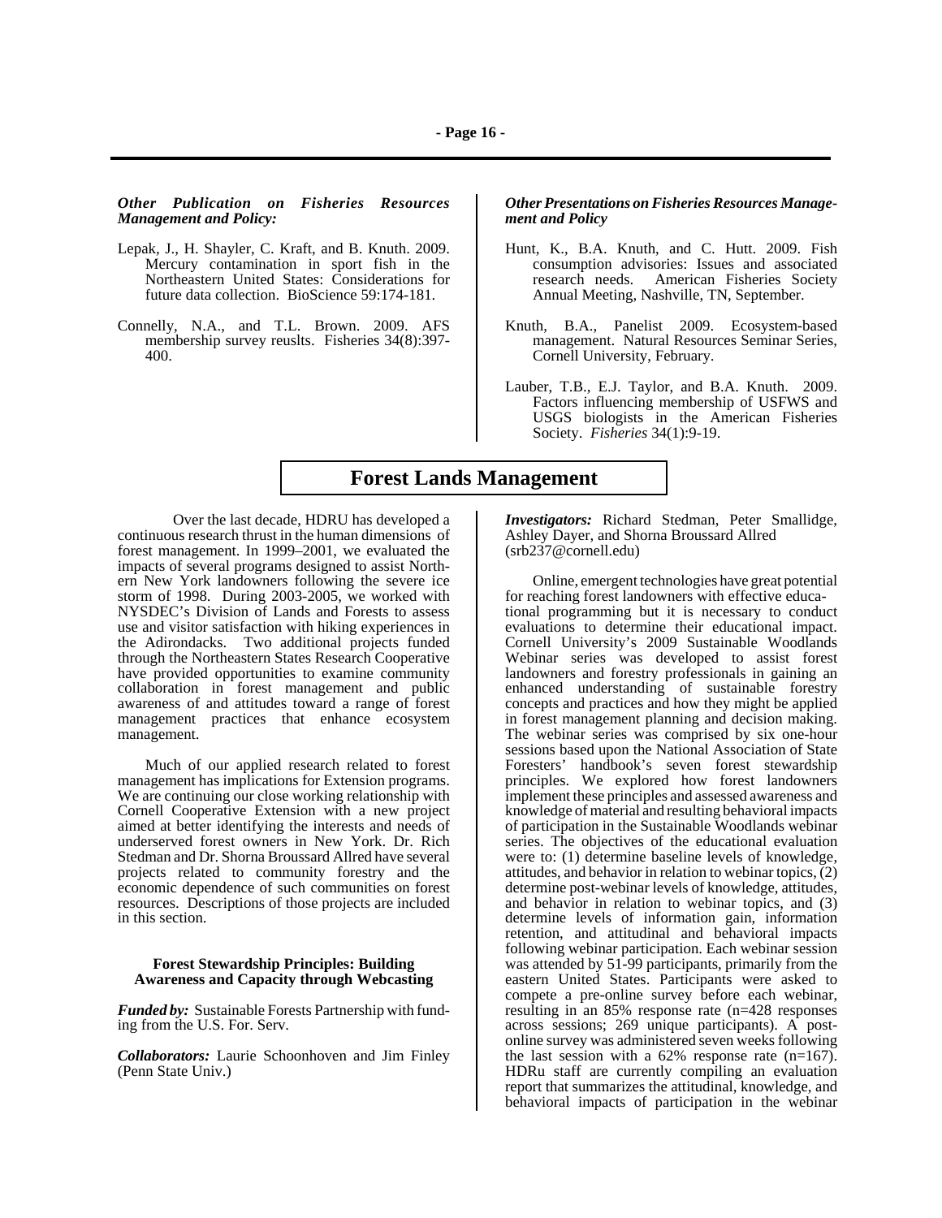***Other Publication on Fisheries Resources Management and Policy:***

Lepak, J., H. Shayler, C. Kraft, and B. Knuth. 2009. Mercury contamination in sport fish in the Northeastern United States: Considerations for future data collection. BioScience 59:174-181.

Connelly, N.A., and T.L. Brown. 2009. AFS membership survey reuslts. Fisheries 34(8):397-400.

***Other Presentations on Fisheries Resources Management and Policy***

Hunt, K., B.A. Knuth, and C. Hutt. 2009. Fish consumption advisories: Issues and associated research needs. American Fisheries Society Annual Meeting, Nashville, TN, September.

Knuth, B.A., Panelist 2009. Ecosystem-based management. Natural Resources Seminar Series, Cornell University, February.

Lauber, T.B., E.J. Taylor, and B.A. Knuth. 2009. Factors influencing membership of USFWS and USGS biologists in the American Fisheries Society. *Fisheries* 34(1):9-19.

# Forest Lands Management

Over the last decade, HDRU has developed a continuous research thrust in the human dimensions of forest management. In 1999–2001, we evaluated the impacts of several programs designed to assist Northern New York landowners following the severe ice storm of 1998. During 2003-2005, we worked with NYSDEC's Division of Lands and Forests to assess use and visitor satisfaction with hiking experiences in the Adirondacks. Two additional projects funded through the Northeastern States Research Cooperative have provided opportunities to examine community collaboration in forest management and public awareness of and attitudes toward a range of forest management practices that enhance ecosystem management.

Much of our applied research related to forest management has implications for Extension programs. We are continuing our close working relationship with Cornell Cooperative Extension with a new project aimed at better identifying the interests and needs of underserved forest owners in New York. Dr. Rich Stedman and Dr. Shorna Broussard Allred have several projects related to community forestry and the economic dependence of such communities on forest resources. Descriptions of those projects are included in this section.

### Forest Stewardship Principles: Building Awareness and Capacity through Webcasting

***Funded by:*** Sustainable Forests Partnership with funding from the U.S. For. Serv.

***Collaborators:*** Laurie Schoonhoven and Jim Finley (Penn State Univ.)

***Investigators:*** Richard Stedman, Peter Smallidge, Ashley Dayer, and Shorna Broussard Allred (srb237@cornell.edu)

Online, emergent technologies have great potential for reaching forest landowners with effective educational programming but it is necessary to conduct evaluations to determine their educational impact. Cornell University's 2009 Sustainable Woodlands Webinar series was developed to assist forest landowners and forestry professionals in gaining an enhanced understanding of sustainable forestry concepts and practices and how they might be applied in forest management planning and decision making. The webinar series was comprised by six one-hour sessions based upon the National Association of State Foresters' handbook's seven forest stewardship principles. We explored how forest landowners implement these principles and assessed awareness and knowledge of material and resulting behavioral impacts of participation in the Sustainable Woodlands webinar series. The objectives of the educational evaluation were to: (1) determine baseline levels of knowledge, attitudes, and behavior in relation to webinar topics, (2) determine post-webinar levels of knowledge, attitudes, and behavior in relation to webinar topics, and (3) determine levels of information gain, information retention, and attitudinal and behavioral impacts following webinar participation. Each webinar session was attended by 51-99 participants, primarily from the eastern United States. Participants were asked to compete a pre-online survey before each webinar, resulting in an 85% response rate (n=428 responses across sessions; 269 unique participants). A post-online survey was administered seven weeks following the last session with a 62% response rate (n=167). HDRu staff are currently compiling an evaluation report that summarizes the attitudinal, knowledge, and behavioral impacts of participation in the webinar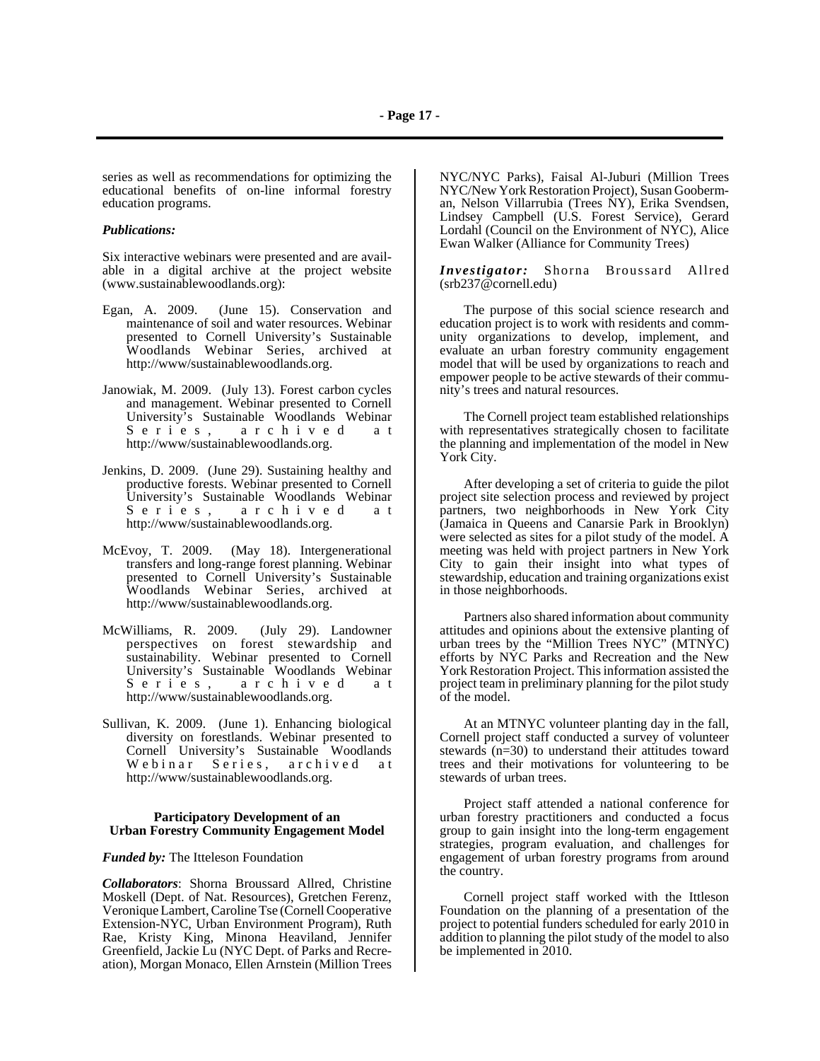series as well as recommendations for optimizing the educational benefits of on-line informal forestry education programs.

***Publications:***

Six interactive webinars were presented and are available in a digital archive at the project website (www.sustainablewoodlands.org):

Egan, A. 2009. (June 15). Conservation and maintenance of soil and water resources. Webinar presented to Cornell University's Sustainable Woodlands Webinar Series, archived at http://www/sustainablewoodlands.org.

Janowiak, M. 2009. (July 13). Forest carbon cycles and management. Webinar presented to Cornell University's Sustainable Woodlands Webinar Series, archived at http://www/sustainablewoodlands.org.

Jenkins, D. 2009. (June 29). Sustaining healthy and productive forests. Webinar presented to Cornell University's Sustainable Woodlands Webinar Series, archived at http://www/sustainablewoodlands.org.

McEvoy, T. 2009. (May 18). Intergenerational transfers and long-range forest planning. Webinar presented to Cornell University's Sustainable Woodlands Webinar Series, archived at http://www/sustainablewoodlands.org.

McWilliams, R. 2009. (July 29). Landowner perspectives on forest stewardship and sustainability. Webinar presented to Cornell University's Sustainable Woodlands Webinar Series, archived at http://www/sustainablewoodlands.org.

Sullivan, K. 2009. (June 1). Enhancing biological diversity on forestlands. Webinar presented to Cornell University's Sustainable Woodlands Webinar Series, archived at http://www/sustainablewoodlands.org.

### Participatory Development of an Urban Forestry Community Engagement Model

***Funded by:*** The Itteleson Foundation

***Collaborators***: Shorna Broussard Allred, Christine Moskell (Dept. of Nat. Resources), Gretchen Ferenz, Veronique Lambert, Caroline Tse (Cornell Cooperative Extension-NYC, Urban Environment Program), Ruth Rae, Kristy King, Minona Heaviland, Jennifer Greenfield, Jackie Lu (NYC Dept. of Parks and Recreation), Morgan Monaco, Ellen Arnstein (Million Trees NYC/NYC Parks), Faisal Al-Juburi (Million Trees NYC/New York Restoration Project), Susan Gooberman, Nelson Villarrubia (Trees NY), Erika Svendsen, Lindsey Campbell (U.S. Forest Service), Gerard Lordahl (Council on the Environment of NYC), Alice Ewan Walker (Alliance for Community Trees)

***Investigator:*** Shorna Broussard Allred (srb237@cornell.edu)

The purpose of this social science research and education project is to work with residents and community organizations to develop, implement, and evaluate an urban forestry community engagement model that will be used by organizations to reach and empower people to be active stewards of their community's trees and natural resources.

The Cornell project team established relationships with representatives strategically chosen to facilitate the planning and implementation of the model in New York City.

After developing a set of criteria to guide the pilot project site selection process and reviewed by project partners, two neighborhoods in New York City (Jamaica in Queens and Canarsie Park in Brooklyn) were selected as sites for a pilot study of the model. A meeting was held with project partners in New York City to gain their insight into what types of stewardship, education and training organizations exist in those neighborhoods.

Partners also shared information about community attitudes and opinions about the extensive planting of urban trees by the "Million Trees NYC" (MTNYC) efforts by NYC Parks and Recreation and the New York Restoration Project. This information assisted the project team in preliminary planning for the pilot study of the model.

At an MTNYC volunteer planting day in the fall, Cornell project staff conducted a survey of volunteer stewards (n=30) to understand their attitudes toward trees and their motivations for volunteering to be stewards of urban trees.

Project staff attended a national conference for urban forestry practitioners and conducted a focus group to gain insight into the long-term engagement strategies, program evaluation, and challenges for engagement of urban forestry programs from around the country.

Cornell project staff worked with the Ittleson Foundation on the planning of a presentation of the project to potential funders scheduled for early 2010 in addition to planning the pilot study of the model to also be implemented in 2010.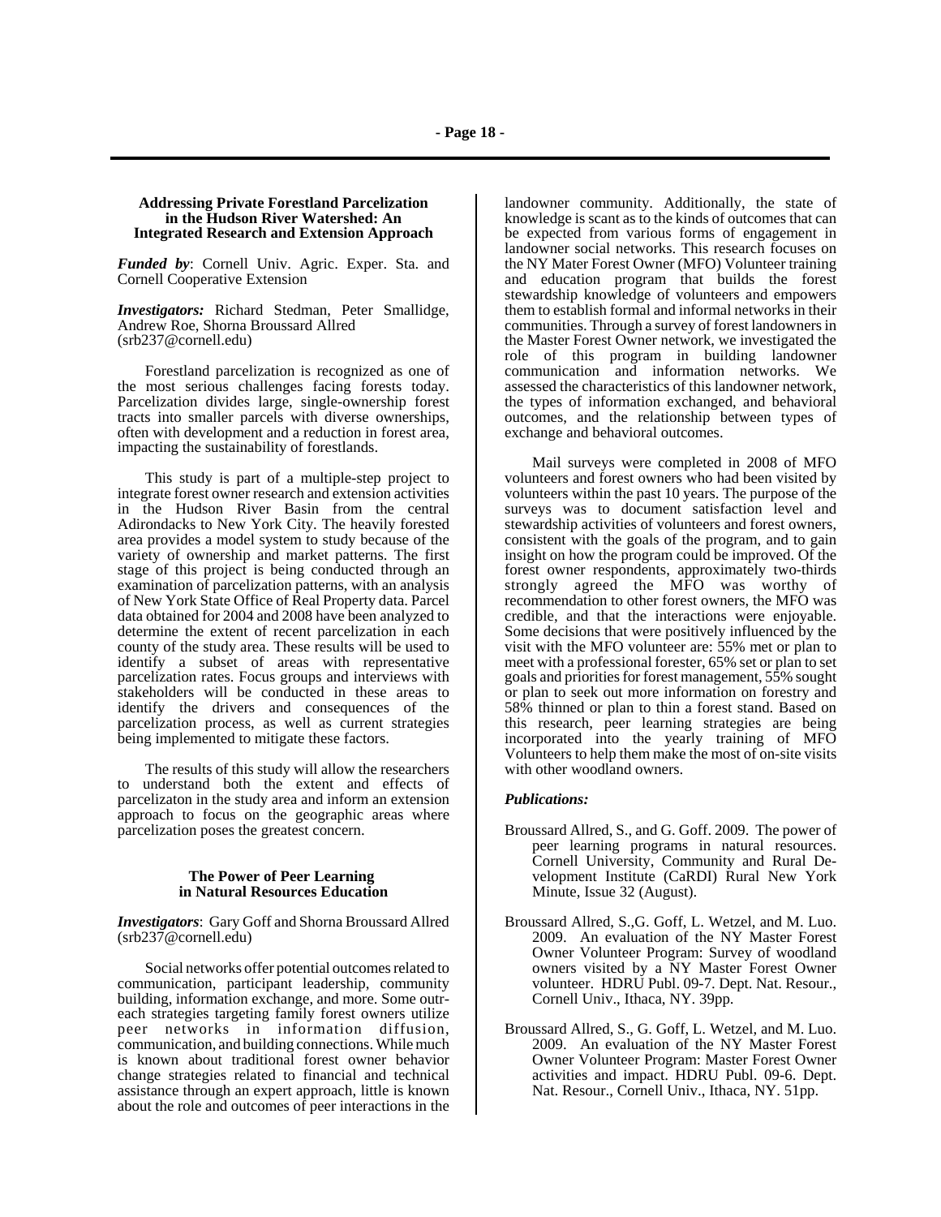### Addressing Private Forestland Parcelization in the Hudson River Watershed: An Integrated Research and Extension Approach

***Funded by***: Cornell Univ. Agric. Exper. Sta. and Cornell Cooperative Extension

***Investigators:*** Richard Stedman, Peter Smallidge, Andrew Roe, Shorna Broussard Allred (srb237@cornell.edu)

Forestland parcelization is recognized as one of the most serious challenges facing forests today. Parcelization divides large, single-ownership forest tracts into smaller parcels with diverse ownerships, often with development and a reduction in forest area, impacting the sustainability of forestlands.

This study is part of a multiple-step project to integrate forest owner research and extension activities in the Hudson River Basin from the central Adirondacks to New York City. The heavily forested area provides a model system to study because of the variety of ownership and market patterns. The first stage of this project is being conducted through an examination of parcelization patterns, with an analysis of New York State Office of Real Property data. Parcel data obtained for 2004 and 2008 have been analyzed to determine the extent of recent parcelization in each county of the study area. These results will be used to identify a subset of areas with representative parcelization rates. Focus groups and interviews with stakeholders will be conducted in these areas to identify the drivers and consequences of the parcelization process, as well as current strategies being implemented to mitigate these factors.

The results of this study will allow the researchers to understand both the extent and effects of parcelizaton in the study area and inform an extension approach to focus on the geographic areas where parcelization poses the greatest concern.

### The Power of Peer Learning in Natural Resources Education

***Investigators***: Gary Goff and Shorna Broussard Allred (srb237@cornell.edu)

Social networks offer potential outcomes related to communication, participant leadership, community building, information exchange, and more. Some outreach strategies targeting family forest owners utilize peer networks in information diffusion, communication, and building connections. While much is known about traditional forest owner behavior change strategies related to financial and technical assistance through an expert approach, little is known about the role and outcomes of peer interactions in the landowner community. Additionally, the state of knowledge is scant as to the kinds of outcomes that can be expected from various forms of engagement in landowner social networks. This research focuses on the NY Mater Forest Owner (MFO) Volunteer training and education program that builds the forest stewardship knowledge of volunteers and empowers them to establish formal and informal networks in their communities. Through a survey of forest landowners in the Master Forest Owner network, we investigated the role of this program in building landowner communication and information networks. We assessed the characteristics of this landowner network, the types of information exchanged, and behavioral outcomes, and the relationship between types of exchange and behavioral outcomes.

Mail surveys were completed in 2008 of MFO volunteers and forest owners who had been visited by volunteers within the past 10 years. The purpose of the surveys was to document satisfaction level and stewardship activities of volunteers and forest owners, consistent with the goals of the program, and to gain insight on how the program could be improved. Of the forest owner respondents, approximately two-thirds strongly agreed the MFO was worthy of recommendation to other forest owners, the MFO was credible, and that the interactions were enjoyable. Some decisions that were positively influenced by the visit with the MFO volunteer are: 55% met or plan to meet with a professional forester, 65% set or plan to set goals and priorities for forest management, 55% sought or plan to seek out more information on forestry and 58% thinned or plan to thin a forest stand. Based on this research, peer learning strategies are being incorporated into the yearly training of MFO Volunteers to help them make the most of on-site visits with other woodland owners.

***Publications:***

Broussard Allred, S., and G. Goff. 2009. The power of peer learning programs in natural resources. Cornell University, Community and Rural Development Institute (CaRDI) Rural New York Minute, Issue 32 (August).

Broussard Allred, S.,G. Goff, L. Wetzel, and M. Luo. 2009. An evaluation of the NY Master Forest Owner Volunteer Program: Survey of woodland owners visited by a NY Master Forest Owner volunteer. HDRU Publ. 09-7. Dept. Nat. Resour., Cornell Univ., Ithaca, NY. 39pp.

Broussard Allred, S., G. Goff, L. Wetzel, and M. Luo. 2009. An evaluation of the NY Master Forest Owner Volunteer Program: Master Forest Owner activities and impact. HDRU Publ. 09-6. Dept. Nat. Resour., Cornell Univ., Ithaca, NY. 51pp.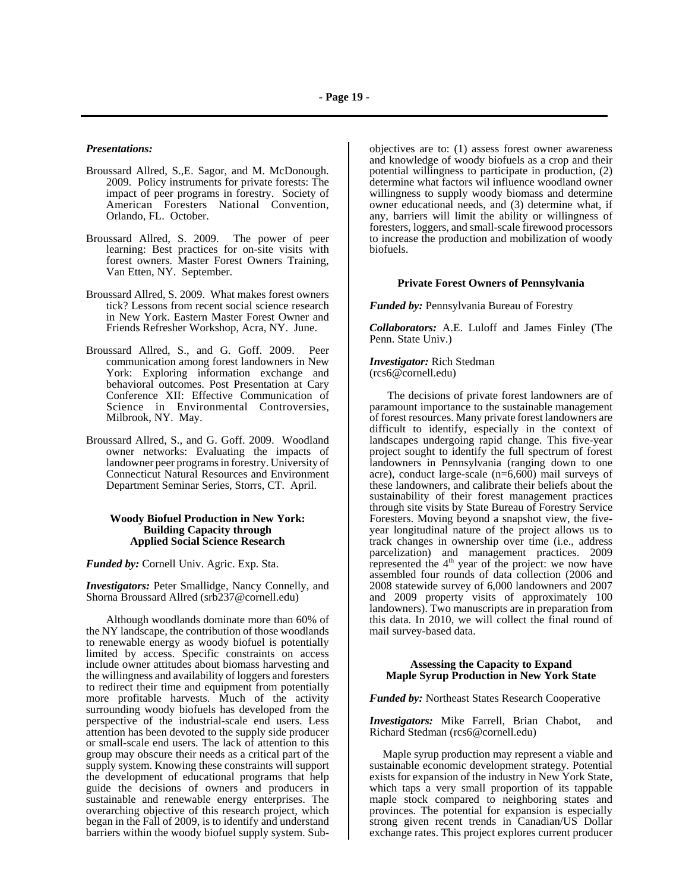***Presentations:***

Broussard Allred, S.,E. Sagor, and M. McDonough. 2009. Policy instruments for private forests: The impact of peer programs in forestry. Society of American Foresters National Convention, Orlando, FL. October.

Broussard Allred, S. 2009. The power of peer learning: Best practices for on-site visits with forest owners. Master Forest Owners Training, Van Etten, NY. September.

Broussard Allred, S. 2009. What makes forest owners tick? Lessons from recent social science research in New York. Eastern Master Forest Owner and Friends Refresher Workshop, Acra, NY. June.

Broussard Allred, S., and G. Goff. 2009. Peer communication among forest landowners in New York: Exploring information exchange and behavioral outcomes. Post Presentation at Cary Conference XII: Effective Communication of Science in Environmental Controversies, Milbrook, NY. May.

Broussard Allred, S., and G. Goff. 2009. Woodland owner networks: Evaluating the impacts of landowner peer programs in forestry. University of Connecticut Natural Resources and Environment Department Seminar Series, Storrs, CT. April.

### Woody Biofuel Production in New York: Building Capacity through Applied Social Science Research

***Funded by:*** Cornell Univ. Agric. Exp. Sta.

***Investigators:*** Peter Smallidge, Nancy Connelly, and Shorna Broussard Allred (srb237@cornell.edu)

Although woodlands dominate more than 60% of the NY landscape, the contribution of those woodlands to renewable energy as woody biofuel is potentially limited by access. Specific constraints on access include owner attitudes about biomass harvesting and the willingness and availability of loggers and foresters to redirect their time and equipment from potentially more profitable harvests. Much of the activity surrounding woody biofuels has developed from the perspective of the industrial-scale end users. Less attention has been devoted to the supply side producer or small-scale end users. The lack of attention to this group may obscure their needs as a critical part of the supply system. Knowing these constraints will support the development of educational programs that help guide the decisions of owners and producers in sustainable and renewable energy enterprises. The overarching objective of this research project, which began in the Fall of 2009, is to identify and understand barriers within the woody biofuel supply system. Sub-objectives are to: (1) assess forest owner awareness and knowledge of woody biofuels as a crop and their potential willingness to participate in production, (2) determine what factors wil influence woodland owner willingness to supply woody biomass and determine owner educational needs, and (3) determine what, if any, barriers will limit the ability or willingness of foresters, loggers, and small-scale firewood processors to increase the production and mobilization of woody biofuels.

### Private Forest Owners of Pennsylvania

***Funded by:*** Pennsylvania Bureau of Forestry

***Collaborators:*** A.E. Luloff and James Finley (The Penn. State Univ.)

***Investigator:*** Rich Stedman (rcs6@cornell.edu)

The decisions of private forest landowners are of paramount importance to the sustainable management of forest resources. Many private forest landowners are difficult to identify, especially in the context of landscapes undergoing rapid change. This five-year project sought to identify the full spectrum of forest landowners in Pennsylvania (ranging down to one acre), conduct large-scale (n=6,600) mail surveys of these landowners, and calibrate their beliefs about the sustainability of their forest management practices through site visits by State Bureau of Forestry Service Foresters. Moving beyond a snapshot view, the five-year longitudinal nature of the project allows us to track changes in ownership over time (i.e., address parcelization) and management practices. 2009 represented the 4th year of the project: we now have assembled four rounds of data collection (2006 and 2008 statewide survey of 6,000 landowners and 2007 and 2009 property visits of approximately 100 landowners). Two manuscripts are in preparation from this data. In 2010, we will collect the final round of mail survey-based data.

### Assessing the Capacity to Expand Maple Syrup Production in New York State

***Funded by:*** Northeast States Research Cooperative

***Investigators:*** Mike Farrell, Brian Chabot, and Richard Stedman (rcs6@cornell.edu)

Maple syrup production may represent a viable and sustainable economic development strategy. Potential exists for expansion of the industry in New York State, which taps a very small proportion of its tappable maple stock compared to neighboring states and provinces. The potential for expansion is especially strong given recent trends in Canadian/US Dollar exchange rates. This project explores current producer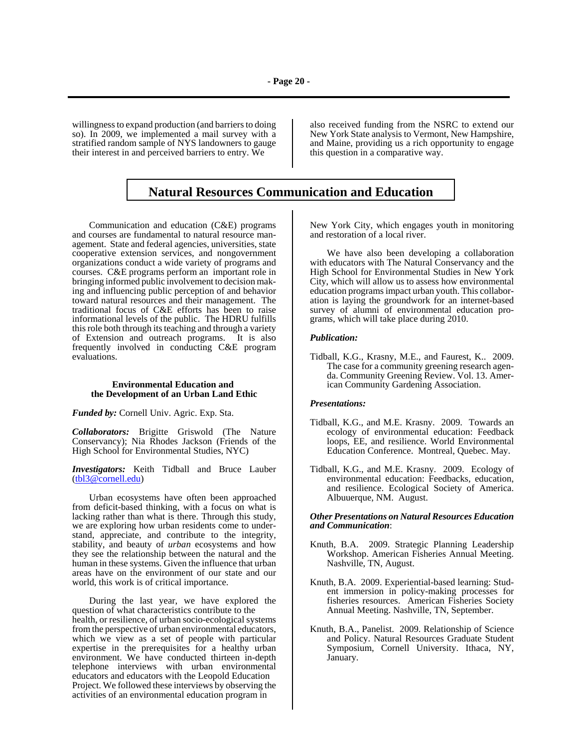willingness to expand production (and barriers to doing so). In 2009, we implemented a mail survey with a stratified random sample of NYS landowners to gauge their interest in and perceived barriers to entry. We also received funding from the NSRC to extend our New York State analysis to Vermont, New Hampshire, and Maine, providing us a rich opportunity to engage this question in a comparative way.

# Natural Resources Communication and Education

Communication and education (C&E) programs and courses are fundamental to natural resource management. State and federal agencies, universities, state cooperative extension services, and nongovernment organizations conduct a wide variety of programs and courses. C&E programs perform an important role in bringing informed public involvement to decision making and influencing public perception of and behavior toward natural resources and their management. The traditional focus of C&E efforts has been to raise informational levels of the public. The HDRU fulfills this role both through its teaching and through a variety of Extension and outreach programs. It is also frequently involved in conducting C&E program evaluations.

### Environmental Education and the Development of an Urban Land Ethic

***Funded by:*** Cornell Univ. Agric. Exp. Sta.

***Collaborators:*** Brigitte Griswold (The Nature Conservancy); Nia Rhodes Jackson (Friends of the High School for Environmental Studies, NYC)

***Investigators:*** Keith Tidball and Bruce Lauber (tbl3@cornell.edu)

Urban ecosystems have often been approached from deficit-based thinking, with a focus on what is lacking rather than what is there. Through this study, we are exploring how urban residents come to understand, appreciate, and contribute to the integrity, stability, and beauty of *urban* ecosystems and how they see the relationship between the natural and the human in these systems. Given the influence that urban areas have on the environment of our state and our world, this work is of critical importance.

During the last year, we have explored the question of what characteristics contribute to the health, or resilience, of urban socio-ecological systems from the perspective of urban environmental educators, which we view as a set of people with particular expertise in the prerequisites for a healthy urban environment. We have conducted thirteen in-depth telephone interviews with urban environmental educators and educators with the Leopold Education Project. We followed these interviews by observing the activities of an environmental education program in New York City, which engages youth in monitoring and restoration of a local river.

We have also been developing a collaboration with educators with The Natural Conservancy and the High School for Environmental Studies in New York City, which will allow us to assess how environmental education programs impact urban youth. This collaboration is laying the groundwork for an internet-based survey of alumni of environmental education programs, which will take place during 2010.

***Publication:***

Tidball, K.G., Krasny, M.E., and Faurest, K.. 2009. The case for a community greening research agenda. Community Greening Review. Vol. 13. American Community Gardening Association.

***Presentations:***

Tidball, K.G., and M.E. Krasny. 2009. Towards an ecology of environmental education: Feedback loops, EE, and resilience. World Environmental Education Conference. Montreal, Quebec. May.

Tidball, K.G., and M.E. Krasny. 2009. Ecology of environmental education: Feedbacks, education, and resilience. Ecological Society of America. Albuuerque, NM. August.

***Other Presentations on Natural Resources Education and Communication***:

Knuth, B.A. 2009. Strategic Planning Leadership Workshop. American Fisheries Annual Meeting. Nashville, TN, August.

Knuth, B.A. 2009. Experiential-based learning: Student immersion in policy-making processes for fisheries resources. American Fisheries Society Annual Meeting. Nashville, TN, September.

Knuth, B.A., Panelist. 2009. Relationship of Science and Policy. Natural Resources Graduate Student Symposium, Cornell University. Ithaca, NY, January.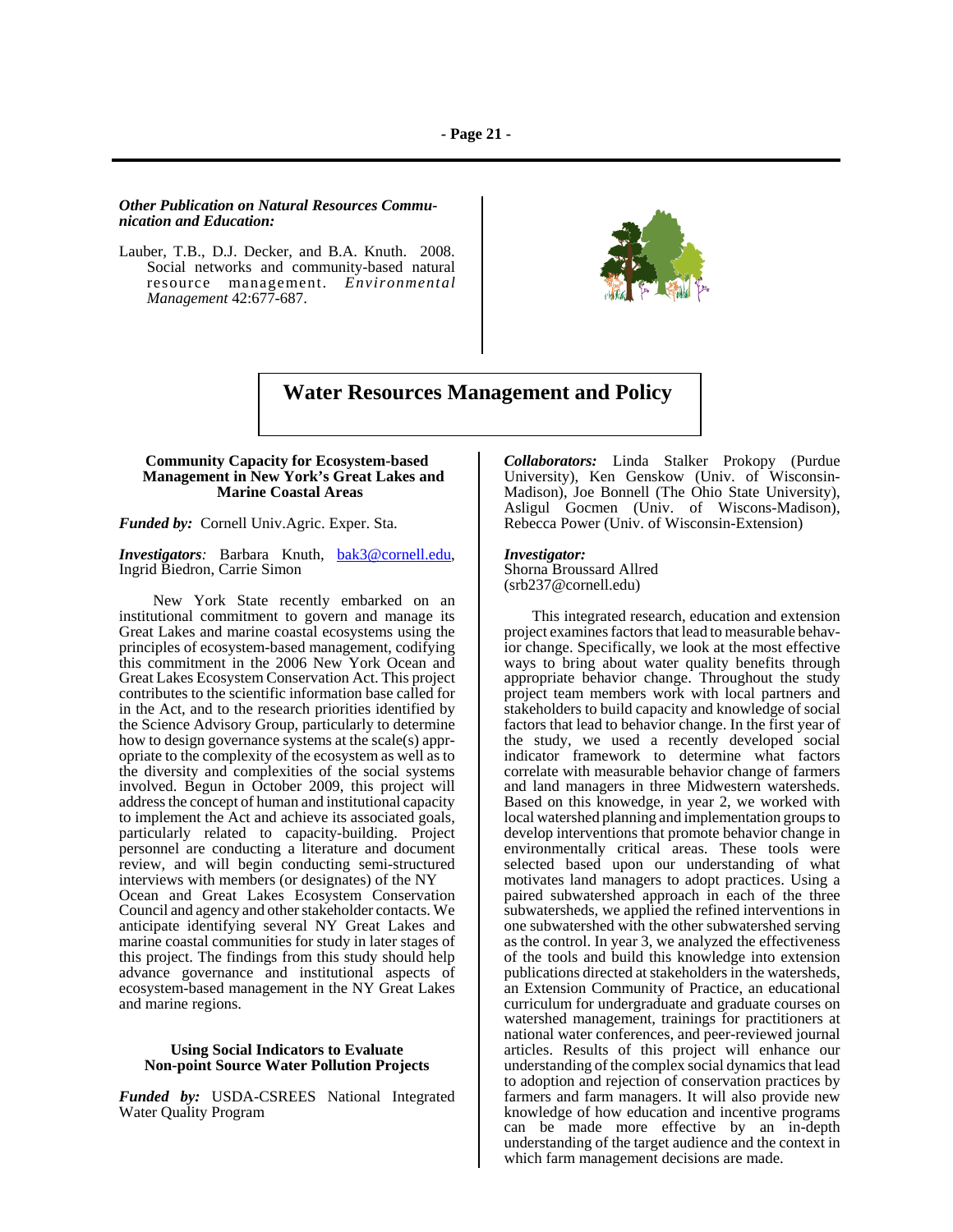***Other Publication on Natural Resources Communication and Education:***

Lauber, T.B., D.J. Decker, and B.A. Knuth. 2008. Social networks and community-based natural resource management. *Environmental Management* 42:677-687.

# Water Resources Management and Policy

### Community Capacity for Ecosystem-based Management in New York's Great Lakes and Marine Coastal Areas

***Funded by:*** Cornell Univ.Agric. Exper. Sta.

***Investigators:*** Barbara Knuth, bak3@cornell.edu, Ingrid Biedron, Carrie Simon

New York State recently embarked on an institutional commitment to govern and manage its Great Lakes and marine coastal ecosystems using the principles of ecosystem-based management, codifying this commitment in the 2006 New York Ocean and Great Lakes Ecosystem Conservation Act. This project contributes to the scientific information base called for in the Act, and to the research priorities identified by the Science Advisory Group, particularly to determine how to design governance systems at the scale(s) appropriate to the complexity of the ecosystem as well as to the diversity and complexities of the social systems involved. Begun in October 2009, this project will address the concept of human and institutional capacity to implement the Act and achieve its associated goals, particularly related to capacity-building. Project personnel are conducting a literature and document review, and will begin conducting semi-structured interviews with members (or designates) of the NY Ocean and Great Lakes Ecosystem Conservation Council and agency and other stakeholder contacts. We anticipate identifying several NY Great Lakes and marine coastal communities for study in later stages of this project. The findings from this study should help advance governance and institutional aspects of ecosystem-based management in the NY Great Lakes and marine regions.

### Using Social Indicators to Evaluate Non-point Source Water Pollution Projects

***Funded by:*** USDA-CSREES National Integrated Water Quality Program

***Collaborators:*** Linda Stalker Prokopy (Purdue University), Ken Genskow (Univ. of Wisconsin-Madison), Joe Bonnell (The Ohio State University), Asligul Gocmen (Univ. of Wiscons-Madison), Rebecca Power (Univ. of Wisconsin-Extension)

***Investigator:***
Shorna Broussard Allred
(srb237@cornell.edu)

This integrated research, education and extension project examines factors that lead to measurable behavior change. Specifically, we look at the most effective ways to bring about water quality benefits through appropriate behavior change. Throughout the study project team members work with local partners and stakeholders to build capacity and knowledge of social factors that lead to behavior change. In the first year of the study, we used a recently developed social indicator framework to determine what factors correlate with measurable behavior change of farmers and land managers in three Midwestern watersheds. Based on this knowedge, in year 2, we worked with local watershed planning and implementation groups to develop interventions that promote behavior change in environmentally critical areas. These tools were selected based upon our understanding of what motivates land managers to adopt practices. Using a paired subwatershed approach in each of the three subwatersheds, we applied the refined interventions in one subwatershed with the other subwatershed serving as the control. In year 3, we analyzed the effectiveness of the tools and build this knowledge into extension publications directed at stakeholders in the watersheds, an Extension Community of Practice, an educational curriculum for undergraduate and graduate courses on watershed management, trainings for practitioners at national water conferences, and peer-reviewed journal articles. Results of this project will enhance our understanding of the complex social dynamics that lead to adoption and rejection of conservation practices by farmers and farm managers. It will also provide new knowledge of how education and incentive programs can be made more effective by an in-depth understanding of the target audience and the context in which farm management decisions are made.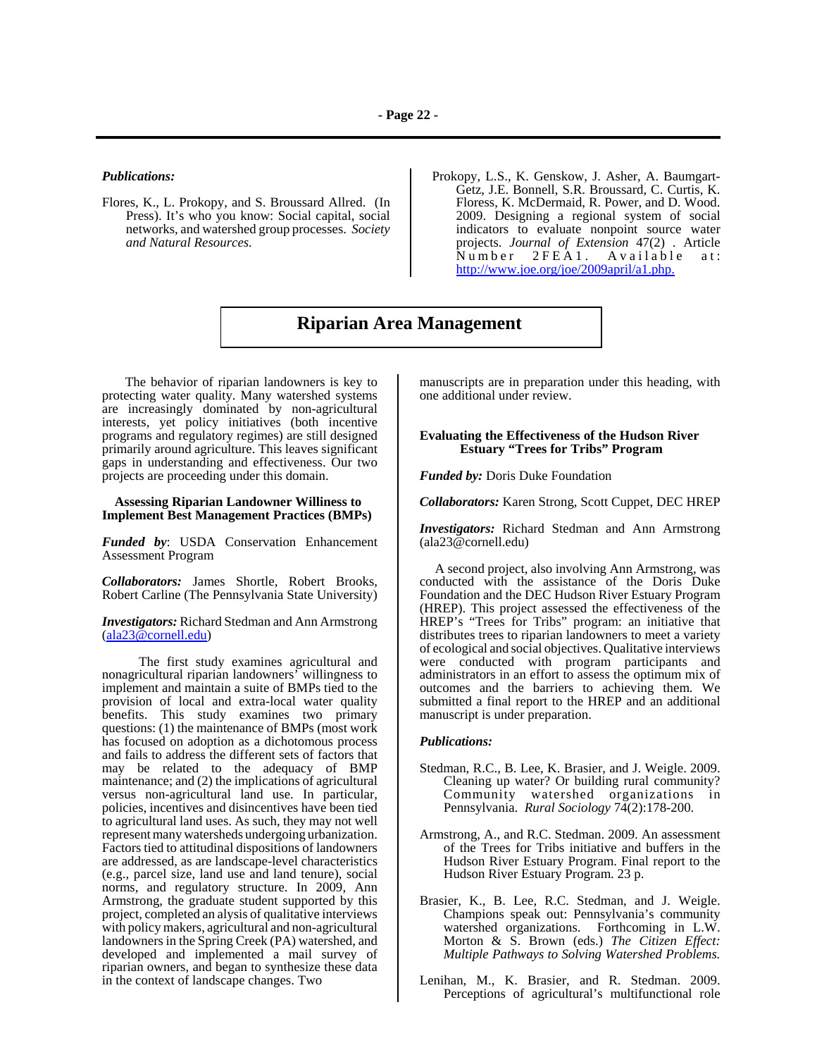*Publications:*

Flores, K., L. Prokopy, and S. Broussard Allred. (In Press). It's who you know: Social capital, social networks, and watershed group processes. *Society and Natural Resources.*

Prokopy, L.S., K. Genskow, J. Asher, A. Baumgart-Getz, J.E. Bonnell, S.R. Broussard, C. Curtis, K. Floress, K. McDermaid, R. Power, and D. Wood. 2009. Designing a regional system of social indicators to evaluate nonpoint source water projects. *Journal of Extension* 47(2) . Article Number 2FEA1. Available at: http://www.joe.org/joe/2009april/a1.php.

## Riparian Area Management

The behavior of riparian landowners is key to protecting water quality. Many watershed systems are increasingly dominated by non-agricultural interests, yet policy initiatives (both incentive programs and regulatory regimes) are still designed primarily around agriculture. This leaves significant gaps in understanding and effectiveness. Our two projects are proceeding under this domain.

### Assessing Riparian Landowner Williness to Implement Best Management Practices (BMPs)

***Funded by***: USDA Conservation Enhancement Assessment Program

***Collaborators:*** James Shortle, Robert Brooks, Robert Carline (The Pennsylvania State University)

***Investigators:*** Richard Stedman and Ann Armstrong (ala23@cornell.edu)

The first study examines agricultural and nonagricultural riparian landowners' willingness to implement and maintain a suite of BMPs tied to the provision of local and extra-local water quality benefits. This study examines two primary questions: (1) the maintenance of BMPs (most work has focused on adoption as a dichotomous process and fails to address the different sets of factors that may be related to the adequacy of BMP maintenance; and (2) the implications of agricultural versus non-agricultural land use. In particular, policies, incentives and disincentives have been tied to agricultural land uses. As such, they may not well represent many watersheds undergoing urbanization. Factors tied to attitudinal dispositions of landowners are addressed, as are landscape-level characteristics (e.g., parcel size, land use and land tenure), social norms, and regulatory structure. In 2009, Ann Armstrong, the graduate student supported by this project, completed an alysis of qualitative interviews with policy makers, agricultural and non-agricultural landowners in the Spring Creek (PA) watershed, and developed and implemented a mail survey of riparian owners, and began to synthesize these data in the context of landscape changes. Two manuscripts are in preparation under this heading, with one additional under review.

### Evaluating the Effectiveness of the Hudson River Estuary "Trees for Tribs" Program

***Funded by:*** Doris Duke Foundation

***Collaborators:*** Karen Strong, Scott Cuppet, DEC HREP

***Investigators:*** Richard Stedman and Ann Armstrong (ala23@cornell.edu)

A second project, also involving Ann Armstrong, was conducted with the assistance of the Doris Duke Foundation and the DEC Hudson River Estuary Program (HREP). This project assessed the effectiveness of the HREP's "Trees for Tribs" program: an initiative that distributes trees to riparian landowners to meet a variety of ecological and social objectives. Qualitative interviews were conducted with program participants and administrators in an effort to assess the optimum mix of outcomes and the barriers to achieving them. We submitted a final report to the HREP and an additional manuscript is under preparation.

*Publications:*

Stedman, R.C., B. Lee, K. Brasier, and J. Weigle. 2009. Cleaning up water? Or building rural community? Community watershed organizations in Pennsylvania. *Rural Sociology* 74(2):178-200.

Armstrong, A., and R.C. Stedman. 2009. An assessment of the Trees for Tribs initiative and buffers in the Hudson River Estuary Program. Final report to the Hudson River Estuary Program. 23 p.

Brasier, K., B. Lee, R.C. Stedman, and J. Weigle. Champions speak out: Pennsylvania's community watershed organizations. Forthcoming in L.W. Morton & S. Brown (eds.) *The Citizen Effect: Multiple Pathways to Solving Watershed Problems.*

Lenihan, M., K. Brasier, and R. Stedman. 2009. Perceptions of agricultural's multifunctional role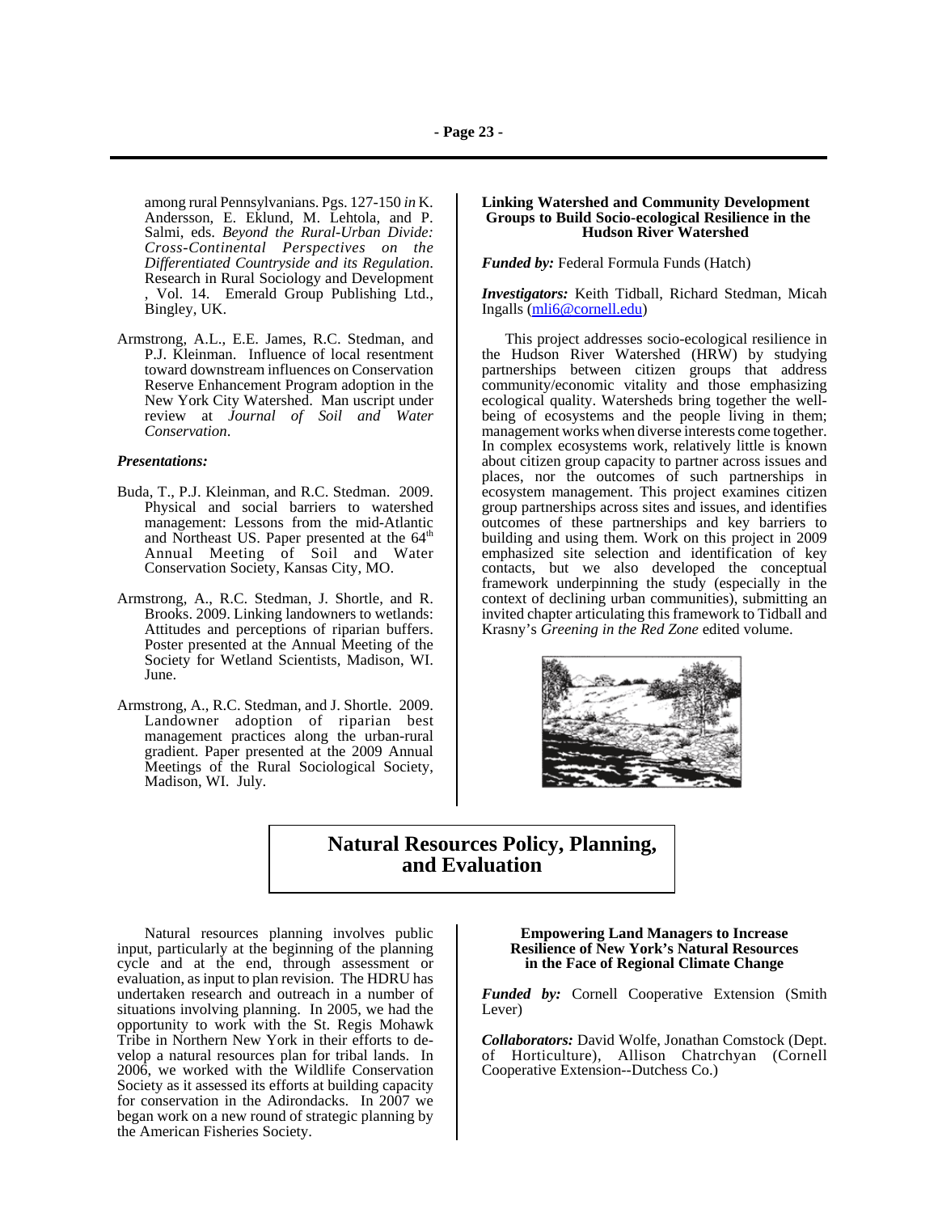among rural Pennsylvanians. Pgs. 127-150 *in* K. Andersson, E. Eklund, M. Lehtola, and P. Salmi, eds. *Beyond the Rural-Urban Divide: Cross-Continental Perspectives on the Differentiated Countryside and its Regulation*. Research in Rural Sociology and Development , Vol. 14. Emerald Group Publishing Ltd., Bingley, UK.

Armstrong, A.L., E.E. James, R.C. Stedman, and P.J. Kleinman. Influence of local resentment toward downstream influences on Conservation Reserve Enhancement Program adoption in the New York City Watershed. Man uscript under review at *Journal of Soil and Water Conservation*.

***Presentations:***

Buda, T., P.J. Kleinman, and R.C. Stedman. 2009. Physical and social barriers to watershed management: Lessons from the mid-Atlantic and Northeast US. Paper presented at the 64th Annual Meeting of Soil and Water Conservation Society, Kansas City, MO.

Armstrong, A., R.C. Stedman, J. Shortle, and R. Brooks. 2009. Linking landowners to wetlands: Attitudes and perceptions of riparian buffers. Poster presented at the Annual Meeting of the Society for Wetland Scientists, Madison, WI. June.

Armstrong, A., R.C. Stedman, and J. Shortle. 2009. Landowner adoption of riparian best management practices along the urban-rural gradient. Paper presented at the 2009 Annual Meetings of the Rural Sociological Society, Madison, WI. July.

**Linking Watershed and Community Development Groups to Build Socio-ecological Resilience in the Hudson River Watershed**

***Funded by:*** Federal Formula Funds (Hatch)

***Investigators:*** Keith Tidball, Richard Stedman, Micah Ingalls (mli6@cornell.edu)

This project addresses socio-ecological resilience in the Hudson River Watershed (HRW) by studying partnerships between citizen groups that address community/economic vitality and those emphasizing ecological quality. Watersheds bring together the well-being of ecosystems and the people living in them; management works when diverse interests come together. In complex ecosystems work, relatively little is known about citizen group capacity to partner across issues and places, nor the outcomes of such partnerships in ecosystem management. This project examines citizen group partnerships across sites and issues, and identifies outcomes of these partnerships and key barriers to building and using them. Work on this project in 2009 emphasized site selection and identification of key contacts, but we also developed the conceptual framework underpinning the study (especially in the context of declining urban communities), submitting an invited chapter articulating this framework to Tidball and Krasny's *Greening in the Red Zone* edited volume.

## Natural Resources Policy, Planning, and Evaluation

Natural resources planning involves public input, particularly at the beginning of the planning cycle and at the end, through assessment or evaluation, as input to plan revision. The HDRU has undertaken research and outreach in a number of situations involving planning. In 2005, we had the opportunity to work with the St. Regis Mohawk Tribe in Northern New York in their efforts to develop a natural resources plan for tribal lands. In 2006, we worked with the Wildlife Conservation Society as it assessed its efforts at building capacity for conservation in the Adirondacks. In 2007 we began work on a new round of strategic planning by the American Fisheries Society.

**Empowering Land Managers to Increase Resilience of New York's Natural Resources in the Face of Regional Climate Change**

***Funded by:*** Cornell Cooperative Extension (Smith Lever)

***Collaborators:*** David Wolfe, Jonathan Comstock (Dept. of Horticulture), Allison Chatrchyan (Cornell Cooperative Extension--Dutchess Co.)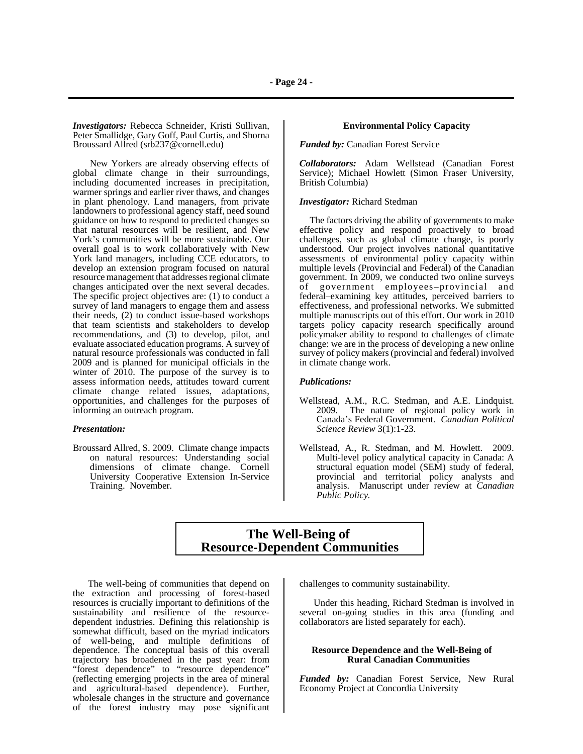***Investigators:*** Rebecca Schneider, Kristi Sullivan, Peter Smallidge, Gary Goff, Paul Curtis, and Shorna Broussard Allred (srb237@cornell.edu)

New Yorkers are already observing effects of global climate change in their surroundings, including documented increases in precipitation, warmer springs and earlier river thaws, and changes in plant phenology. Land managers, from private landowners to professional agency staff, need sound guidance on how to respond to predicted changes so that natural resources will be resilient, and New York's communities will be more sustainable. Our overall goal is to work collaboratively with New York land managers, including CCE educators, to develop an extension program focused on natural resource management that addresses regional climate changes anticipated over the next several decades. The specific project objectives are: (1) to conduct a survey of land managers to engage them and assess their needs, (2) to conduct issue-based workshops that team scientists and stakeholders to develop recommendations, and (3) to develop, pilot, and evaluate associated education programs. A survey of natural resource professionals was conducted in fall 2009 and is planned for municipal officials in the winter of 2010. The purpose of the survey is to assess information needs, attitudes toward current climate change related issues, adaptations, opportunities, and challenges for the purposes of informing an outreach program.

***Presentation:***

Broussard Allred, S. 2009. Climate change impacts on natural resources: Understanding social dimensions of climate change. Cornell University Cooperative Extension In-Service Training. November.

### Environmental Policy Capacity

***Funded by:*** Canadian Forest Service

***Collaborators:*** Adam Wellstead (Canadian Forest Service); Michael Howlett (Simon Fraser University, British Columbia)

***Investigator:*** Richard Stedman

The factors driving the ability of governments to make effective policy and respond proactively to broad challenges, such as global climate change, is poorly understood. Our project involves national quantitative assessments of environmental policy capacity within multiple levels (Provincial and Federal) of the Canadian government. In 2009, we conducted two online surveys of government employees–provincial and federal–examining key attitudes, perceived barriers to effectiveness, and professional networks. We submitted multiple manuscripts out of this effort. Our work in 2010 targets policy capacity research specifically around policymaker ability to respond to challenges of climate change: we are in the process of developing a new online survey of policy makers (provincial and federal) involved in climate change work.

***Publications:***

Wellstead, A.M., R.C. Stedman, and A.E. Lindquist. 2009. The nature of regional policy work in Canada's Federal Government. *Canadian Political Science Review* 3(1):1-23.

Wellstead, A., R. Stedman, and M. Howlett. 2009. Multi-level policy analytical capacity in Canada: A structural equation model (SEM) study of federal, provincial and territorial policy analysts and analysis. Manuscript under review at *Canadian Public Policy.*

## The Well-Being of Resource-Dependent Communities

The well-being of communities that depend on the extraction and processing of forest-based resources is crucially important to definitions of the sustainability and resilience of the resource-dependent industries. Defining this relationship is somewhat difficult, based on the myriad indicators of well-being, and multiple definitions of dependence. The conceptual basis of this overall trajectory has broadened in the past year: from "forest dependence" to "resource dependence" (reflecting emerging projects in the area of mineral and agricultural-based dependence). Further, wholesale changes in the structure and governance of the forest industry may pose significant challenges to community sustainability.

Under this heading, Richard Stedman is involved in several on-going studies in this area (funding and collaborators are listed separately for each).

### Resource Dependence and the Well-Being of Rural Canadian Communities

***Funded by:*** Canadian Forest Service, New Rural Economy Project at Concordia University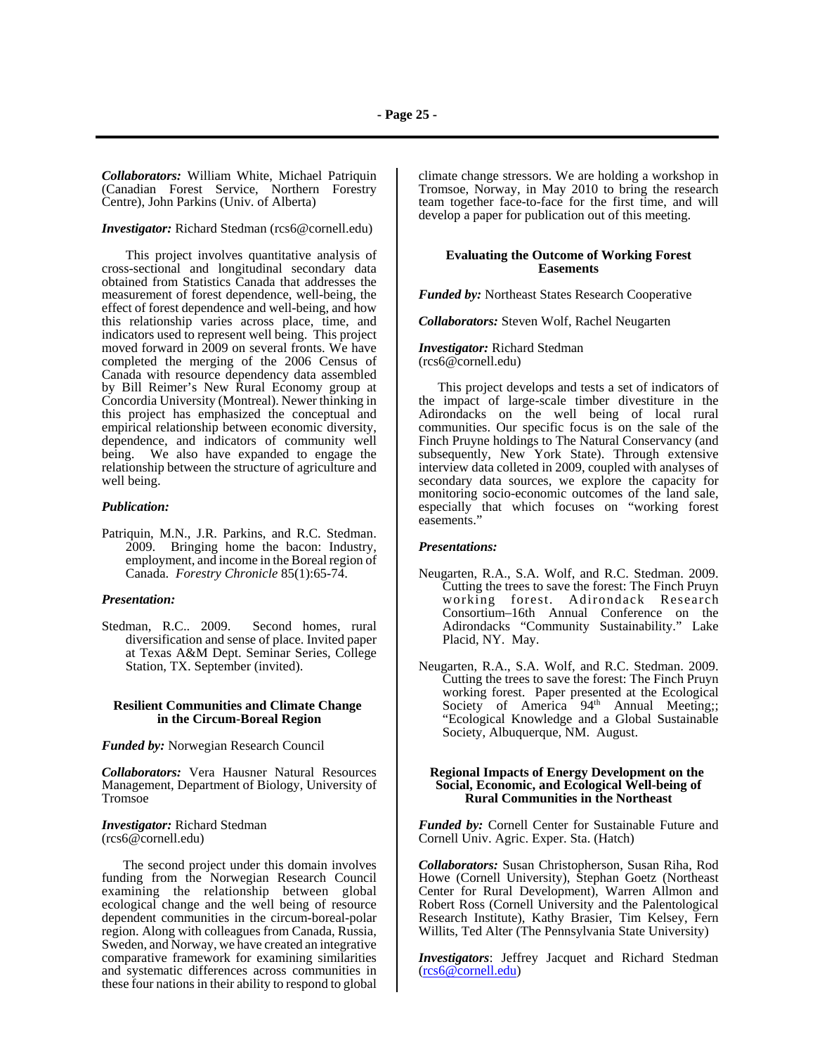***Collaborators:*** William White, Michael Patriquin (Canadian Forest Service, Northern Forestry Centre), John Parkins (Univ. of Alberta)

***Investigator:*** Richard Stedman (rcs6@cornell.edu)

This project involves quantitative analysis of cross-sectional and longitudinal secondary data obtained from Statistics Canada that addresses the measurement of forest dependence, well-being, the effect of forest dependence and well-being, and how this relationship varies across place, time, and indicators used to represent well being. This project moved forward in 2009 on several fronts. We have completed the merging of the 2006 Census of Canada with resource dependency data assembled by Bill Reimer's New Rural Economy group at Concordia University (Montreal). Newer thinking in this project has emphasized the conceptual and empirical relationship between economic diversity, dependence, and indicators of community well being. We also have expanded to engage the relationship between the structure of agriculture and well being.

***Publication:***

Patriquin, M.N., J.R. Parkins, and R.C. Stedman. 2009. Bringing home the bacon: Industry, employment, and income in the Boreal region of Canada. *Forestry Chronicle* 85(1):65-74.

***Presentation:***

Stedman, R.C.. 2009. Second homes, rural diversification and sense of place. Invited paper at Texas A&M Dept. Seminar Series, College Station, TX. September (invited).

### Resilient Communities and Climate Change in the Circum-Boreal Region

***Funded by:*** Norwegian Research Council

***Collaborators:*** Vera Hausner Natural Resources Management, Department of Biology, University of Tromsoe

***Investigator:*** Richard Stedman (rcs6@cornell.edu)

The second project under this domain involves funding from the Norwegian Research Council examining the relationship between global ecological change and the well being of resource dependent communities in the circum-boreal-polar region. Along with colleagues from Canada, Russia, Sweden, and Norway, we have created an integrative comparative framework for examining similarities and systematic differences across communities in these four nations in their ability to respond to global climate change stressors. We are holding a workshop in Tromsoe, Norway, in May 2010 to bring the research team together face-to-face for the first time, and will develop a paper for publication out of this meeting.

### Evaluating the Outcome of Working Forest Easements

***Funded by:*** Northeast States Research Cooperative

***Collaborators:*** Steven Wolf, Rachel Neugarten

***Investigator:*** Richard Stedman (rcs6@cornell.edu)

This project develops and tests a set of indicators of the impact of large-scale timber divestiture in the Adirondacks on the well being of local rural communities. Our specific focus is on the sale of the Finch Pruyne holdings to The Natural Conservancy (and subsequently, New York State). Through extensive interview data colleted in 2009, coupled with analyses of secondary data sources, we explore the capacity for monitoring socio-economic outcomes of the land sale, especially that which focuses on "working forest easements."

***Presentations:***

Neugarten, R.A., S.A. Wolf, and R.C. Stedman. 2009. Cutting the trees to save the forest: The Finch Pruyn working forest. Adirondack Research Consortium–16th Annual Conference on the Adirondacks "Community Sustainability." Lake Placid, NY. May.

Neugarten, R.A., S.A. Wolf, and R.C. Stedman. 2009. Cutting the trees to save the forest: The Finch Pruyn working forest. Paper presented at the Ecological Society of America 94th Annual Meeting;; "Ecological Knowledge and a Global Sustainable Society, Albuquerque, NM. August.

### Regional Impacts of Energy Development on the Social, Economic, and Ecological Well-being of Rural Communities in the Northeast

***Funded by:*** Cornell Center for Sustainable Future and Cornell Univ. Agric. Exper. Sta. (Hatch)

***Collaborators:*** Susan Christopherson, Susan Riha, Rod Howe (Cornell University), Stephan Goetz (Northeast Center for Rural Development), Warren Allmon and Robert Ross (Cornell University and the Palentological Research Institute), Kathy Brasier, Tim Kelsey, Fern Willits, Ted Alter (The Pennsylvania State University)

***Investigators***: Jeffrey Jacquet and Richard Stedman (rcs6@cornell.edu)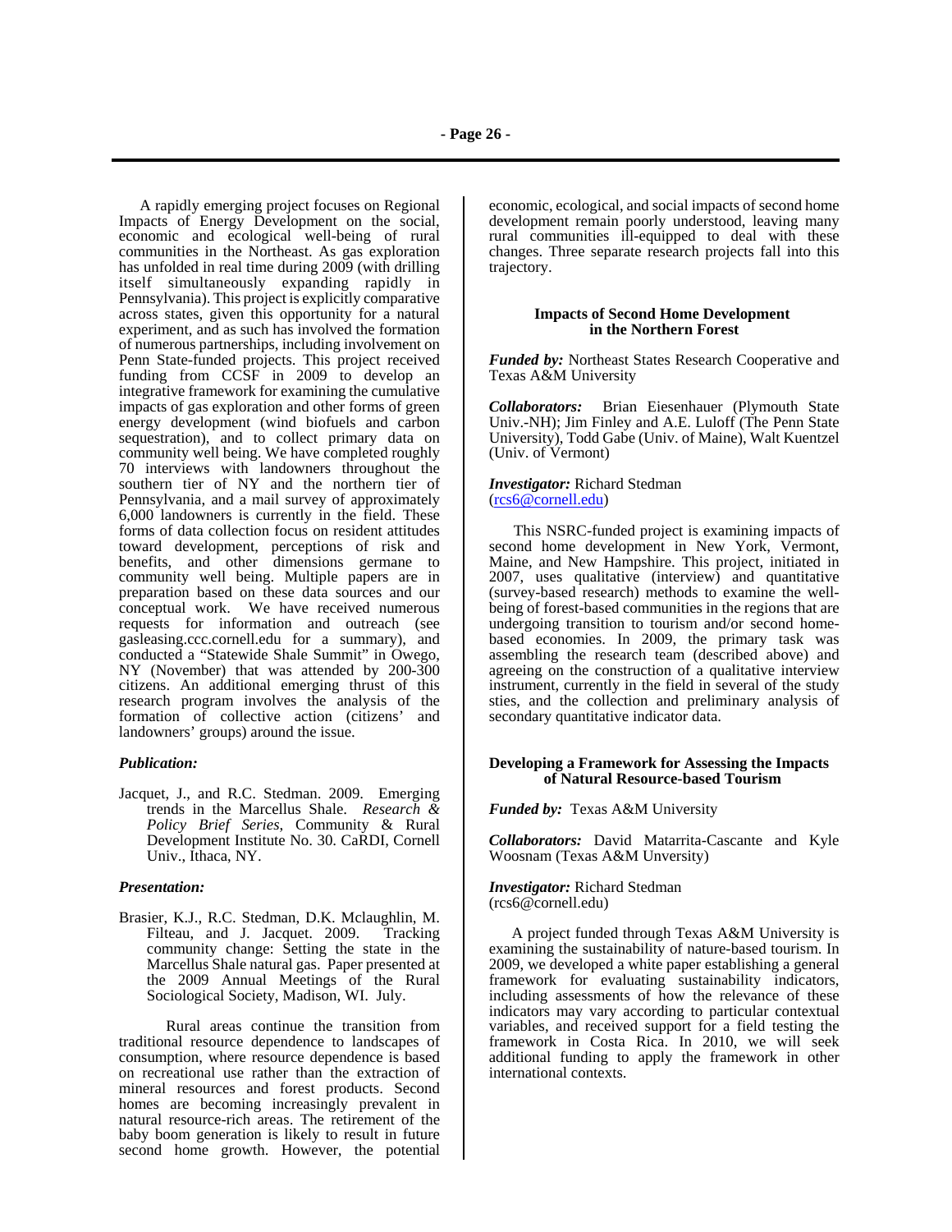A rapidly emerging project focuses on Regional Impacts of Energy Development on the social, economic and ecological well-being of rural communities in the Northeast. As gas exploration has unfolded in real time during 2009 (with drilling itself simultaneously expanding rapidly in Pennsylvania). This project is explicitly comparative across states, given this opportunity for a natural experiment, and as such has involved the formation of numerous partnerships, including involvement on Penn State-funded projects. This project received funding from CCSF in 2009 to develop an integrative framework for examining the cumulative impacts of gas exploration and other forms of green energy development (wind biofuels and carbon sequestration), and to collect primary data on community well being. We have completed roughly 70 interviews with landowners throughout the southern tier of NY and the northern tier of Pennsylvania, and a mail survey of approximately 6,000 landowners is currently in the field. These forms of data collection focus on resident attitudes toward development, perceptions of risk and benefits, and other dimensions germane to community well being. Multiple papers are in preparation based on these data sources and our conceptual work. We have received numerous requests for information and outreach (see gasleasing.ccc.cornell.edu for a summary), and conducted a "Statewide Shale Summit" in Owego, NY (November) that was attended by 200-300 citizens. An additional emerging thrust of this research program involves the analysis of the formation of collective action (citizens' and landowners' groups) around the issue.

***Publication:***

Jacquet, J., and R.C. Stedman. 2009. Emerging trends in the Marcellus Shale. *Research & Policy Brief Series*, Community & Rural Development Institute No. 30. CaRDI, Cornell Univ., Ithaca, NY.

***Presentation:***

Brasier, K.J., R.C. Stedman, D.K. Mclaughlin, M. Filteau, and J. Jacquet. 2009. Tracking community change: Setting the state in the Marcellus Shale natural gas. Paper presented at the 2009 Annual Meetings of the Rural Sociological Society, Madison, WI. July.

Rural areas continue the transition from traditional resource dependence to landscapes of consumption, where resource dependence is based on recreational use rather than the extraction of mineral resources and forest products. Second homes are becoming increasingly prevalent in natural resource-rich areas. The retirement of the baby boom generation is likely to result in future second home growth. However, the potential economic, ecological, and social impacts of second home development remain poorly understood, leaving many rural communities ill-equipped to deal with these changes. Three separate research projects fall into this trajectory.

**Impacts of Second Home Development in the Northern Forest**

***Funded by:*** Northeast States Research Cooperative and Texas A&M University

***Collaborators:*** Brian Eiesenhauer (Plymouth State Univ.-NH); Jim Finley and A.E. Luloff (The Penn State University), Todd Gabe (Univ. of Maine), Walt Kuentzel (Univ. of Vermont)

***Investigator:*** Richard Stedman (rcs6@cornell.edu)

This NSRC-funded project is examining impacts of second home development in New York, Vermont, Maine, and New Hampshire. This project, initiated in 2007, uses qualitative (interview) and quantitative (survey-based research) methods to examine the well-being of forest-based communities in the regions that are undergoing transition to tourism and/or second home-based economies. In 2009, the primary task was assembling the research team (described above) and agreeing on the construction of a qualitative interview instrument, currently in the field in several of the study sties, and the collection and preliminary analysis of secondary quantitative indicator data.

**Developing a Framework for Assessing the Impacts of Natural Resource-based Tourism**

***Funded by:*** Texas A&M University

***Collaborators:*** David Matarrita-Cascante and Kyle Woosnam (Texas A&M Unversity)

***Investigator:*** Richard Stedman (rcs6@cornell.edu)

A project funded through Texas A&M University is examining the sustainability of nature-based tourism. In 2009, we developed a white paper establishing a general framework for evaluating sustainability indicators, including assessments of how the relevance of these indicators may vary according to particular contextual variables, and received support for a field testing the framework in Costa Rica. In 2010, we will seek additional funding to apply the framework in other international contexts.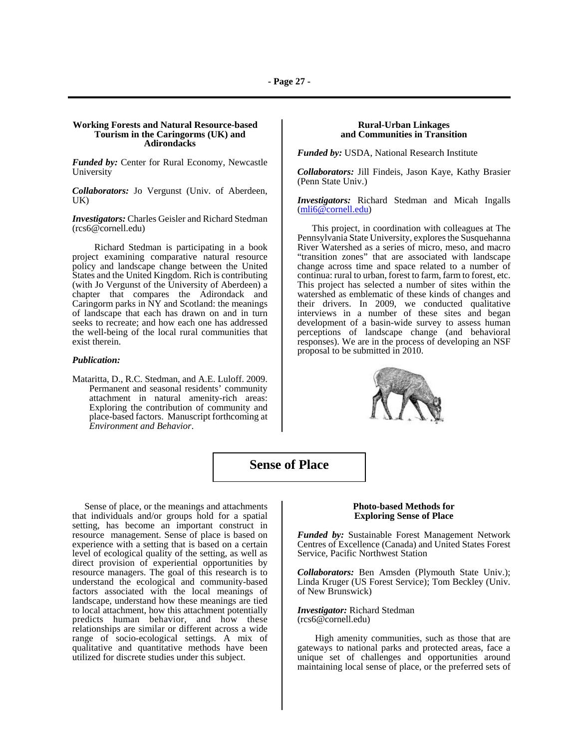### Working Forests and Natural Resource-based Tourism in the Caringorms (UK) and Adirondacks

***Funded by:*** Center for Rural Economy, Newcastle University

***Collaborators:*** Jo Vergunst (Univ. of Aberdeen, UK)

***Investigators:*** Charles Geisler and Richard Stedman (rcs6@cornell.edu)

Richard Stedman is participating in a book project examining comparative natural resource policy and landscape change between the United States and the United Kingdom. Rich is contributing (with Jo Vergunst of the University of Aberdeen) a chapter that compares the Adirondack and Caringorm parks in NY and Scotland: the meanings of landscape that each has drawn on and in turn seeks to recreate; and how each one has addressed the well-being of the local rural communities that exist therein.

***Publication:***

Mataritta, D., R.C. Stedman, and A.E. Luloff. 2009. Permanent and seasonal residents' community attachment in natural amenity-rich areas: Exploring the contribution of community and place-based factors. Manuscript forthcoming at *Environment and Behavior*.

### Rural-Urban Linkages and Communities in Transition

***Funded by:*** USDA, National Research Institute

***Collaborators:*** Jill Findeis, Jason Kaye, Kathy Brasier (Penn State Univ.)

***Investigators:*** Richard Stedman and Micah Ingalls (mli6@cornell.edu)

This project, in coordination with colleagues at The Pennsylvania State University, explores the Susquehanna River Watershed as a series of micro, meso, and macro "transition zones" that are associated with landscape change across time and space related to a number of continua: rural to urban, forest to farm, farm to forest, etc. This project has selected a number of sites within the watershed as emblematic of these kinds of changes and their drivers. In 2009, we conducted qualitative interviews in a number of these sites and began development of a basin-wide survey to assess human perceptions of landscape change (and behavioral responses). We are in the process of developing an NSF proposal to be submitted in 2010.

## Sense of Place

Sense of place, or the meanings and attachments that individuals and/or groups hold for a spatial setting, has become an important construct in resource management. Sense of place is based on experience with a setting that is based on a certain level of ecological quality of the setting, as well as direct provision of experiential opportunities by resource managers. The goal of this research is to understand the ecological and community-based factors associated with the local meanings of landscape, understand how these meanings are tied to local attachment, how this attachment potentially predicts human behavior, and how these relationships are similar or different across a wide range of socio-ecological settings. A mix of qualitative and quantitative methods have been utilized for discrete studies under this subject.

### Photo-based Methods for Exploring Sense of Place

***Funded by:*** Sustainable Forest Management Network Centres of Excellence (Canada) and United States Forest Service, Pacific Northwest Station

***Collaborators:*** Ben Amsden (Plymouth State Univ.); Linda Kruger (US Forest Service); Tom Beckley (Univ. of New Brunswick)

***Investigator:*** Richard Stedman (rcs6@cornell.edu)

High amenity communities, such as those that are gateways to national parks and protected areas, face a unique set of challenges and opportunities around maintaining local sense of place, or the preferred sets of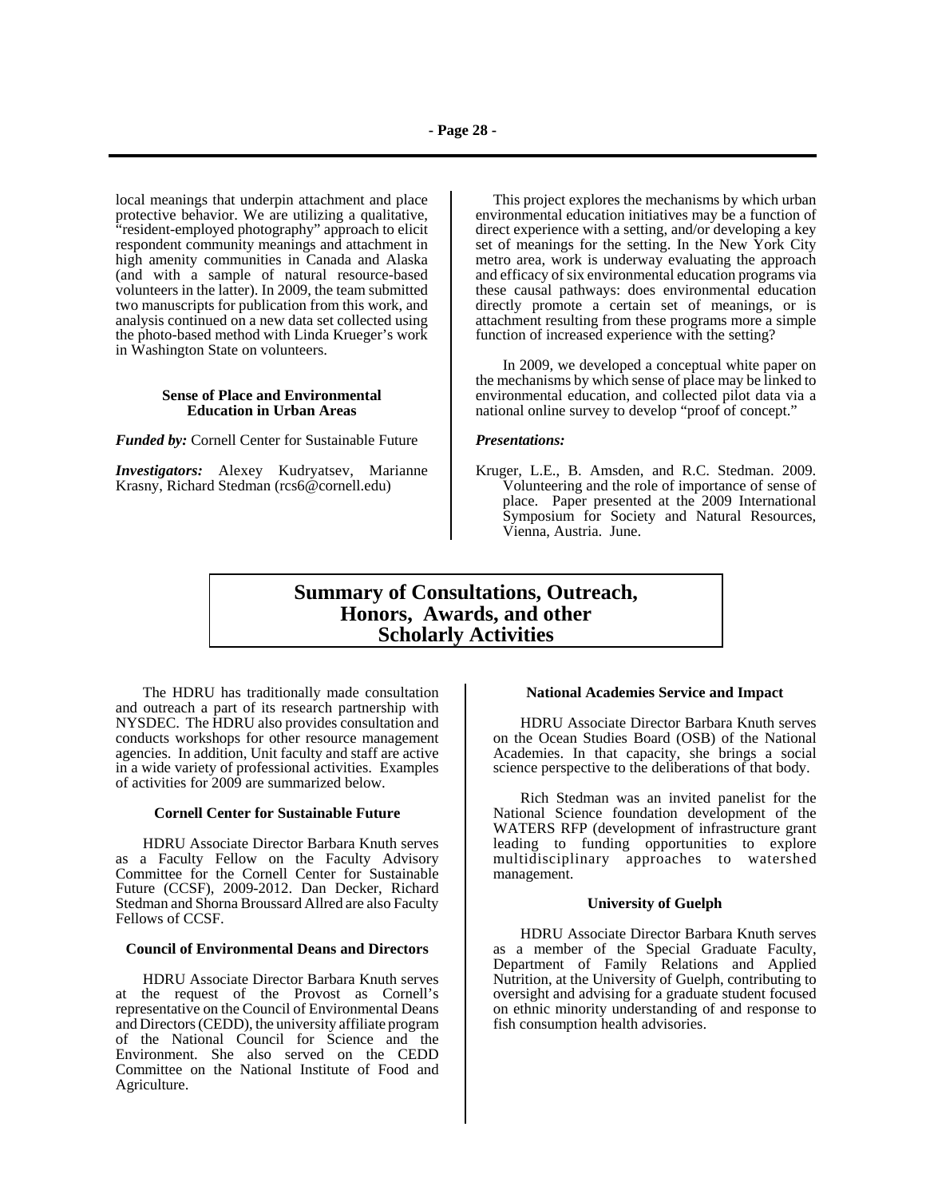local meanings that underpin attachment and place protective behavior. We are utilizing a qualitative, "resident-employed photography" approach to elicit respondent community meanings and attachment in high amenity communities in Canada and Alaska (and with a sample of natural resource-based volunteers in the latter). In 2009, the team submitted two manuscripts for publication from this work, and analysis continued on a new data set collected using the photo-based method with Linda Krueger's work in Washington State on volunteers.

#### Sense of Place and Environmental Education in Urban Areas

***Funded by:*** Cornell Center for Sustainable Future

***Investigators:*** Alexey Kudryatsev, Marianne Krasny, Richard Stedman (rcs6@cornell.edu)

This project explores the mechanisms by which urban environmental education initiatives may be a function of direct experience with a setting, and/or developing a key set of meanings for the setting. In the New York City metro area, work is underway evaluating the approach and efficacy of six environmental education programs via these causal pathways: does environmental education directly promote a certain set of meanings, or is attachment resulting from these programs more a simple function of increased experience with the setting?

In 2009, we developed a conceptual white paper on the mechanisms by which sense of place may be linked to environmental education, and collected pilot data via a national online survey to develop "proof of concept."

***Presentations:***

Kruger, L.E., B. Amsden, and R.C. Stedman. 2009. Volunteering and the role of importance of sense of place. Paper presented at the 2009 International Symposium for Society and Natural Resources, Vienna, Austria. June.

## Summary of Consultations, Outreach, Honors, Awards, and other Scholarly Activities

The HDRU has traditionally made consultation and outreach a part of its research partnership with NYSDEC. The HDRU also provides consultation and conducts workshops for other resource management agencies. In addition, Unit faculty and staff are active in a wide variety of professional activities. Examples of activities for 2009 are summarized below.

#### Cornell Center for Sustainable Future

HDRU Associate Director Barbara Knuth serves as a Faculty Fellow on the Faculty Advisory Committee for the Cornell Center for Sustainable Future (CCSF), 2009-2012. Dan Decker, Richard Stedman and Shorna Broussard Allred are also Faculty Fellows of CCSF.

#### Council of Environmental Deans and Directors

HDRU Associate Director Barbara Knuth serves at the request of the Provost as Cornell's representative on the Council of Environmental Deans and Directors (CEDD), the university affiliate program of the National Council for Science and the Environment. She also served on the CEDD Committee on the National Institute of Food and Agriculture.

#### National Academies Service and Impact

HDRU Associate Director Barbara Knuth serves on the Ocean Studies Board (OSB) of the National Academies. In that capacity, she brings a social science perspective to the deliberations of that body.

Rich Stedman was an invited panelist for the National Science foundation development of the WATERS RFP (development of infrastructure grant leading to funding opportunities to explore multidisciplinary approaches to watershed management.

#### University of Guelph

HDRU Associate Director Barbara Knuth serves as a member of the Special Graduate Faculty, Department of Family Relations and Applied Nutrition, at the University of Guelph, contributing to oversight and advising for a graduate student focused on ethnic minority understanding of and response to fish consumption health advisories.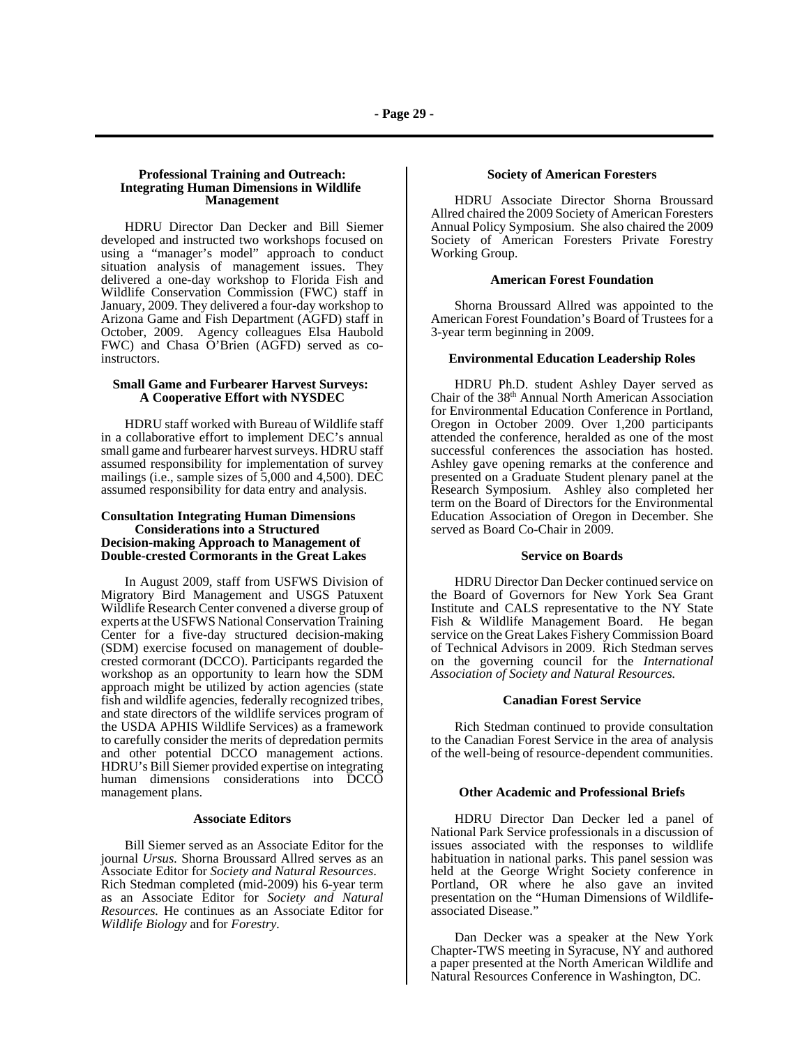### Professional Training and Outreach: Integrating Human Dimensions in Wildlife Management

HDRU Director Dan Decker and Bill Siemer developed and instructed two workshops focused on using a "manager's model" approach to conduct situation analysis of management issues. They delivered a one-day workshop to Florida Fish and Wildlife Conservation Commission (FWC) staff in January, 2009. They delivered a four-day workshop to Arizona Game and Fish Department (AGFD) staff in October, 2009. Agency colleagues Elsa Haubold FWC) and Chasa O'Brien (AGFD) served as co-instructors.

### Small Game and Furbearer Harvest Surveys: A Cooperative Effort with NYSDEC

HDRU staff worked with Bureau of Wildlife staff in a collaborative effort to implement DEC's annual small game and furbearer harvest surveys. HDRU staff assumed responsibility for implementation of survey mailings (i.e., sample sizes of 5,000 and 4,500). DEC assumed responsibility for data entry and analysis.

### Consultation Integrating Human Dimensions Considerations into a Structured Decision-making Approach to Management of Double-crested Cormorants in the Great Lakes

In August 2009, staff from USFWS Division of Migratory Bird Management and USGS Patuxent Wildlife Research Center convened a diverse group of experts at the USFWS National Conservation Training Center for a five-day structured decision-making (SDM) exercise focused on management of double-crested cormorant (DCCO). Participants regarded the workshop as an opportunity to learn how the SDM approach might be utilized by action agencies (state fish and wildlife agencies, federally recognized tribes, and state directors of the wildlife services program of the USDA APHIS Wildlife Services) as a framework to carefully consider the merits of depredation permits and other potential DCCO management actions. HDRU's Bill Siemer provided expertise on integrating human dimensions considerations into DCCO management plans.

### Associate Editors

Bill Siemer served as an Associate Editor for the journal *Ursus.* Shorna Broussard Allred serves as an Associate Editor for *Society and Natural Resources.* Rich Stedman completed (mid-2009) his 6-year term as an Associate Editor for *Society and Natural Resources.* He continues as an Associate Editor for *Wildlife Biology* and for *Forestry.*

### Society of American Foresters

HDRU Associate Director Shorna Broussard Allred chaired the 2009 Society of American Foresters Annual Policy Symposium. She also chaired the 2009 Society of American Foresters Private Forestry Working Group.

### American Forest Foundation

Shorna Broussard Allred was appointed to the American Forest Foundation's Board of Trustees for a 3-year term beginning in 2009.

### Environmental Education Leadership Roles

HDRU Ph.D. student Ashley Dayer served as Chair of the 38th Annual North American Association for Environmental Education Conference in Portland, Oregon in October 2009. Over 1,200 participants attended the conference, heralded as one of the most successful conferences the association has hosted. Ashley gave opening remarks at the conference and presented on a Graduate Student plenary panel at the Research Symposium. Ashley also completed her term on the Board of Directors for the Environmental Education Association of Oregon in December. She served as Board Co-Chair in 2009.

### Service on Boards

HDRU Director Dan Decker continued service on the Board of Governors for New York Sea Grant Institute and CALS representative to the NY State Fish & Wildlife Management Board. He began service on the Great Lakes Fishery Commission Board of Technical Advisors in 2009. Rich Stedman serves on the governing council for the *International Association of Society and Natural Resources.*

### Canadian Forest Service

Rich Stedman continued to provide consultation to the Canadian Forest Service in the area of analysis of the well-being of resource-dependent communities.

### Other Academic and Professional Briefs

HDRU Director Dan Decker led a panel of National Park Service professionals in a discussion of issues associated with the responses to wildlife habituation in national parks. This panel session was held at the George Wright Society conference in Portland, OR where he also gave an invited presentation on the "Human Dimensions of Wildlife-associated Disease."

Dan Decker was a speaker at the New York Chapter-TWS meeting in Syracuse, NY and authored a paper presented at the North American Wildlife and Natural Resources Conference in Washington, DC.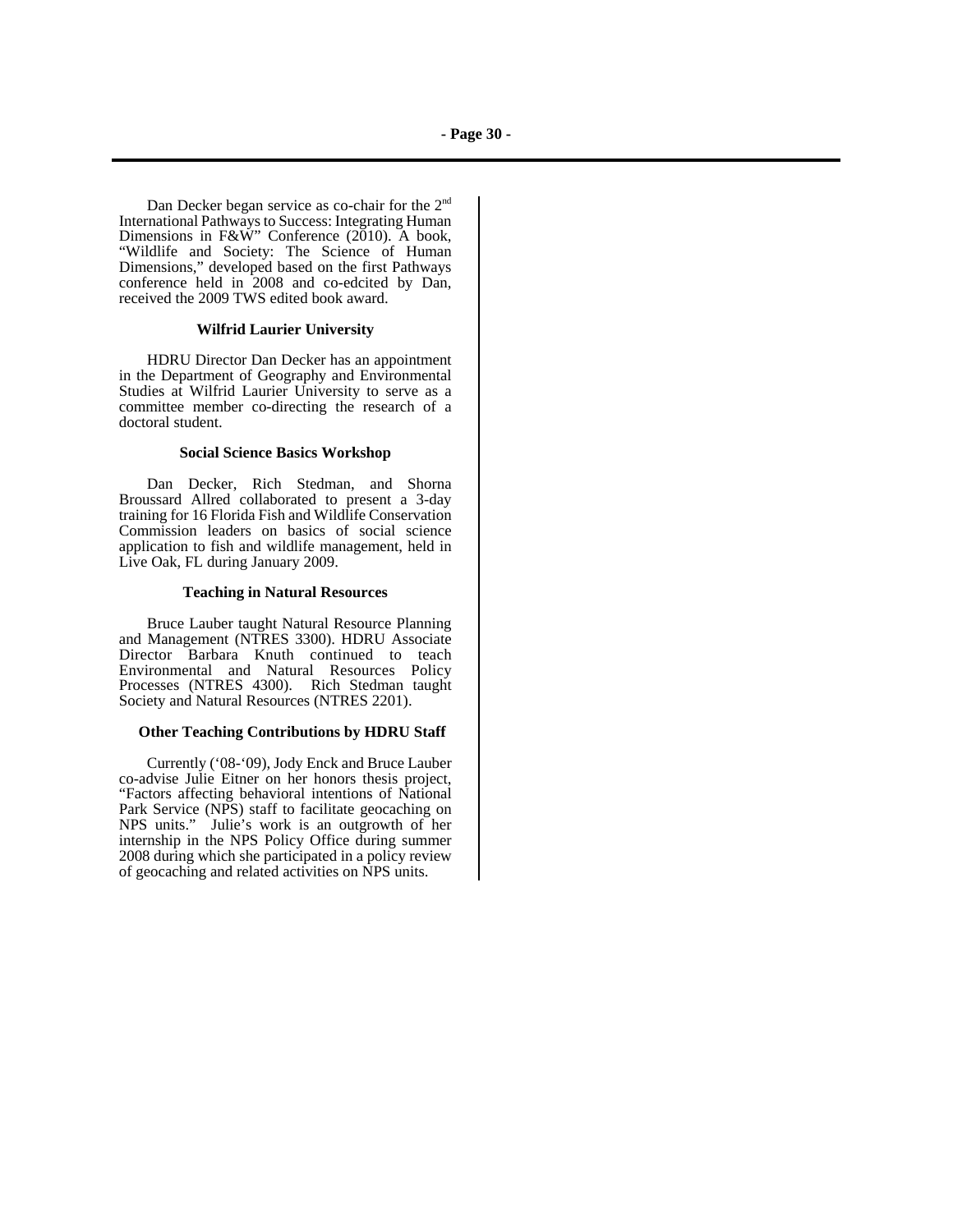Dan Decker began service as co-chair for the 2nd International Pathways to Success: Integrating Human Dimensions in F&W" Conference (2010). A book, "Wildlife and Society: The Science of Human Dimensions," developed based on the first Pathways conference held in 2008 and co-edcited by Dan, received the 2009 TWS edited book award.

### Wilfrid Laurier University

HDRU Director Dan Decker has an appointment in the Department of Geography and Environmental Studies at Wilfrid Laurier University to serve as a committee member co-directing the research of a doctoral student.

### Social Science Basics Workshop

Dan Decker, Rich Stedman, and Shorna Broussard Allred collaborated to present a 3-day training for 16 Florida Fish and Wildlife Conservation Commission leaders on basics of social science application to fish and wildlife management, held in Live Oak, FL during January 2009.

### Teaching in Natural Resources

Bruce Lauber taught Natural Resource Planning and Management (NTRES 3300). HDRU Associate Director Barbara Knuth continued to teach Environmental and Natural Resources Policy Processes (NTRES 4300). Rich Stedman taught Society and Natural Resources (NTRES 2201).

### Other Teaching Contributions by HDRU Staff

Currently ('08-'09), Jody Enck and Bruce Lauber co-advise Julie Eitner on her honors thesis project, "Factors affecting behavioral intentions of National Park Service (NPS) staff to facilitate geocaching on NPS units." Julie's work is an outgrowth of her internship in the NPS Policy Office during summer 2008 during which she participated in a policy review of geocaching and related activities on NPS units.